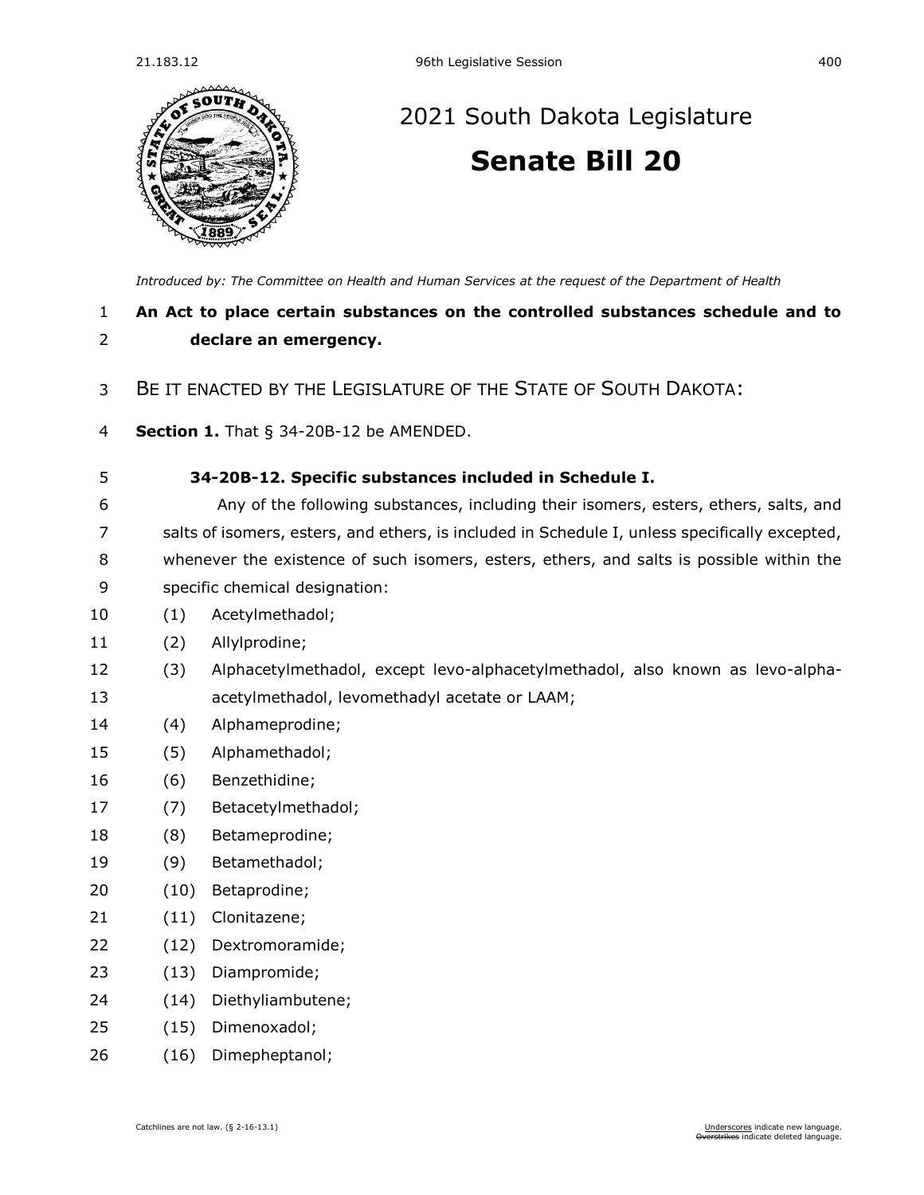# 2021 South Dakota Legislature

## Senate Bill 20

*Introduced by: The Committee on Health and Human Services at the request of the Department of Health*

**An Act to place certain substances on the controlled substances schedule and to declare an emergency.**

BE IT ENACTED BY THE LEGISLATURE OF THE STATE OF SOUTH DAKOTA:

**Section 1.** That § 34-20B-12 be AMENDED.

**34-20B-12. Specific substances included in Schedule I.**

Any of the following substances, including their isomers, esters, ethers, salts, and salts of isomers, esters, and ethers, is included in Schedule I, unless specifically excepted, whenever the existence of such isomers, esters, ethers, and salts is possible within the specific chemical designation:

(1) Acetylmethadol;

(2) Allylprodine;

(3) Alphacetylmethadol, except levo-alphacetylmethadol, also known as levo-alpha-acetylmethadol, levomethadyl acetate or LAAM;

(4) Alphameprodine;

(5) Alphamethadol;

(6) Benzethidine;

(7) Betacetylmethadol;

(8) Betameprodine;

(9) Betamethadol;

(10) Betaprodine;

(11) Clonitazene;

(12) Dextromoramide;

(13) Diampromide;

(14) Diethyliambutene;

(15) Dimenoxadol;

(16) Dimepheptanol;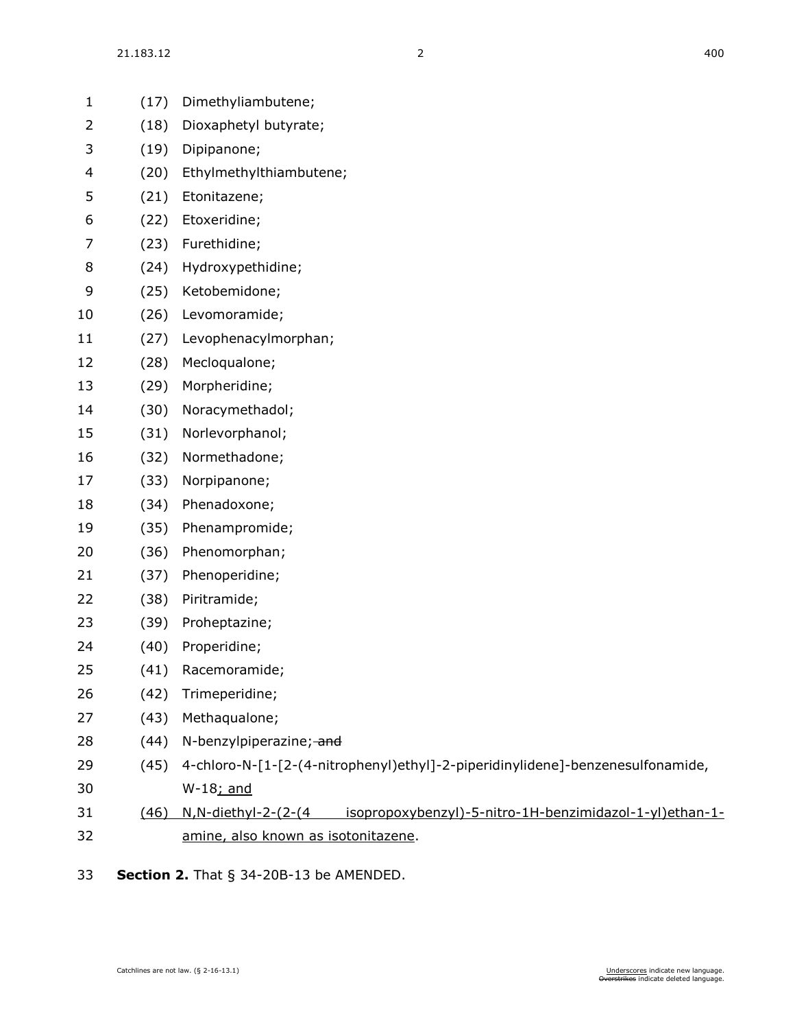(17) Dimethyliambutene;

(18) Dioxaphetyl butyrate;

(19) Dipipanone;

(20) Ethylmethylthiambutene;

(21) Etonitazene;

(22) Etoxeridine;

(23) Furethidine;

(24) Hydroxypethidine;

(25) Ketobemidone;

(26) Levomoramide;

(27) Levophenacylmorphan;

(28) Mecloqualone;

(29) Morpheridine;

(30) Noracymethadol;

(31) Norlevorphanol;

(32) Normethadone;

(33) Norpipanone;

(34) Phenadoxone;

(35) Phenampromide;

(36) Phenomorphan;

(37) Phenoperidine;

(38) Piritramide;

(39) Proheptazine;

(40) Properidine;

(41) Racemoramide;

(42) Trimeperidine;

(43) Methaqualone;

(44) N-benzylpiperazine; ~~and~~

(45) 4-chloro-N-[1-[2-(4-nitrophenyl)ethyl]-2-piperidinylidene]-benzenesulfonamide, W-18<u>; and</u>

<u>(46) N,N-diethyl-2-(2-(4 isopropoxybenzyl)-5-nitro-1H-benzimidazol-1-yl)ethan-1-amine, also known as isotonitazene</u>.

**Section 2.** That § 34-20B-13 be AMENDED.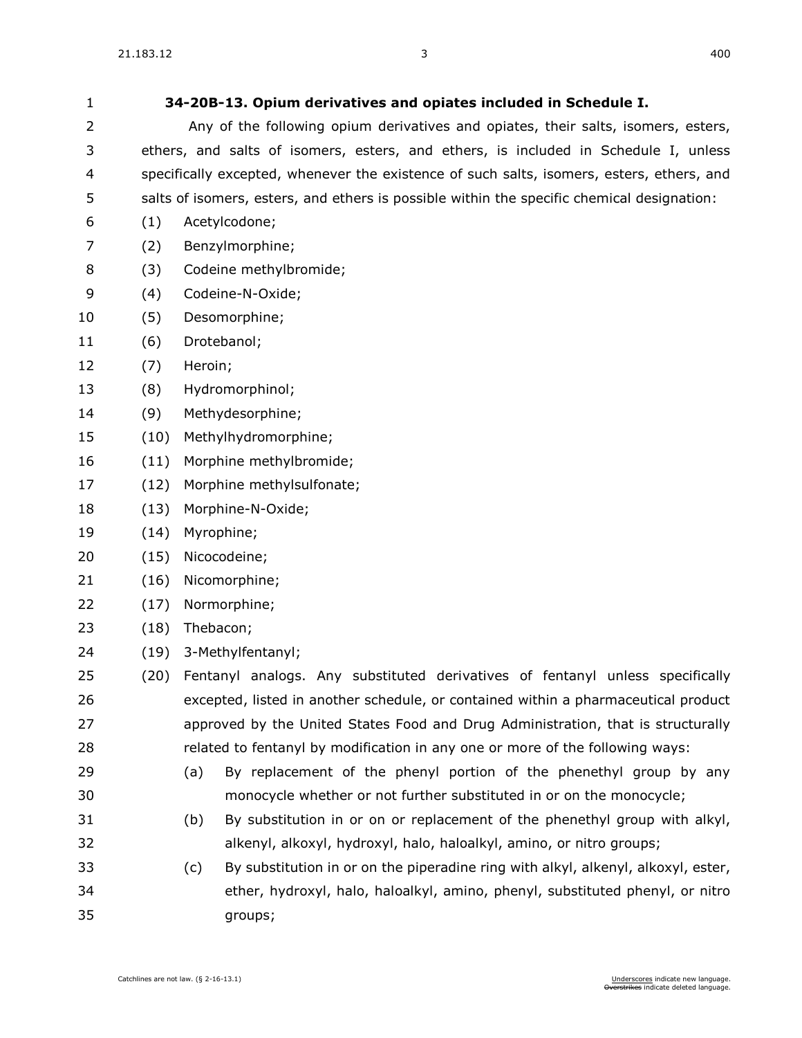**34-20B-13. Opium derivatives and opiates included in Schedule I.**

Any of the following opium derivatives and opiates, their salts, isomers, esters, ethers, and salts of isomers, esters, and ethers, is included in Schedule I, unless specifically excepted, whenever the existence of such salts, isomers, esters, ethers, and salts of isomers, esters, and ethers is possible within the specific chemical designation:

(1) Acetylcodone;

(2) Benzylmorphine;

(3) Codeine methylbromide;

(4) Codeine-N-Oxide;

(5) Desomorphine;

(6) Drotebanol;

(7) Heroin;

(8) Hydromorphinol;

(9) Methydesorphine;

(10) Methylhydromorphine;

(11) Morphine methylbromide;

(12) Morphine methylsulfonate;

(13) Morphine-N-Oxide;

(14) Myrophine;

(15) Nicocodeine;

(16) Nicomorphine;

(17) Normorphine;

(18) Thebacon;

(19) 3-Methylfentanyl;

(20) Fentanyl analogs. Any substituted derivatives of fentanyl unless specifically excepted, listed in another schedule, or contained within a pharmaceutical product approved by the United States Food and Drug Administration, that is structurally related to fentanyl by modification in any one or more of the following ways:

(a) By replacement of the phenyl portion of the phenethyl group by any monocycle whether or not further substituted in or on the monocycle;

(b) By substitution in or on or replacement of the phenethyl group with alkyl, alkenyl, alkoxyl, hydroxyl, halo, haloalkyl, amino, or nitro groups;

(c) By substitution in or on the piperadine ring with alkyl, alkenyl, alkoxyl, ester, ether, hydroxyl, halo, haloalkyl, amino, phenyl, substituted phenyl, or nitro groups;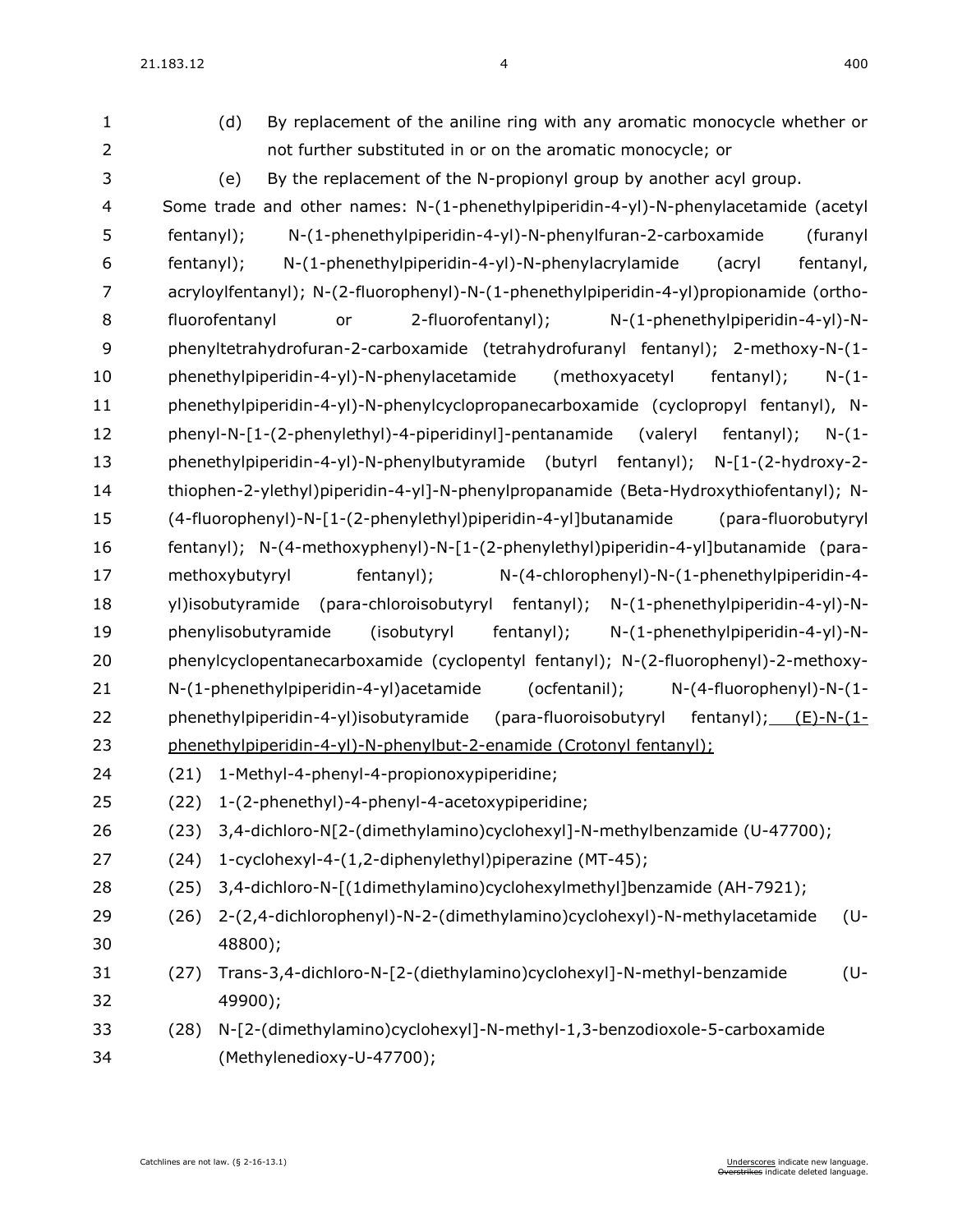(d) By replacement of the aniline ring with any aromatic monocycle whether or not further substituted in or on the aromatic monocycle; or

(e) By the replacement of the N-propionyl group by another acyl group.

Some trade and other names: N-(1-phenethylpiperidin-4-yl)-N-phenylacetamide (acetyl fentanyl); N-(1-phenethylpiperidin-4-yl)-N-phenylfuran-2-carboxamide (furanyl fentanyl); N-(1-phenethylpiperidin-4-yl)-N-phenylacrylamide (acryl fentanyl, acryloylfentanyl); N-(2-fluorophenyl)-N-(1-phenethylpiperidin-4-yl)propionamide (ortho-fluorofentanyl or 2-fluorofentanyl); N-(1-phenethylpiperidin-4-yl)-N-phenyltetrahydrofuran-2-carboxamide (tetrahydrofuranyl fentanyl); 2-methoxy-N-(1-phenethylpiperidin-4-yl)-N-phenylacetamide (methoxyacetyl fentanyl); N-(1-phenethylpiperidin-4-yl)-N-phenylcyclopropanecarboxamide (cyclopropyl fentanyl), N-phenyl-N-[1-(2-phenylethyl)-4-piperidinyl]-pentanamide (valeryl fentanyl); N-(1-phenethylpiperidin-4-yl)-N-phenylbutyramide (butyrl fentanyl); N-[1-(2-hydroxy-2-thiophen-2-ylethyl)piperidin-4-yl]-N-phenylpropanamide (Beta-Hydroxythiofentanyl); N-(4-fluorophenyl)-N-[1-(2-phenylethyl)piperidin-4-yl]butanamide (para-fluorobutyryl fentanyl); N-(4-methoxyphenyl)-N-[1-(2-phenylethyl)piperidin-4-yl]butanamide (para-methoxybutyryl fentanyl); N-(4-chlorophenyl)-N-(1-phenethylpiperidin-4-yl)isobutyramide (para-chloroisobutyryl fentanyl); N-(1-phenethylpiperidin-4-yl)-N-phenylisobutyramide (isobutyryl fentanyl); N-(1-phenethylpiperidin-4-yl)-N-phenylcyclopentanecarboxamide (cyclopentyl fentanyl); N-(2-fluorophenyl)-2-methoxy-N-(1-phenethylpiperidin-4-yl)acetamide (ocfentanil); N-(4-fluorophenyl)-N-(1-phenethylpiperidin-4-yl)isobutyramide (para-fluoroisobutyryl fentanyl); (E)-N-(1-phenethylpiperidin-4-yl)-N-phenylbut-2-enamide (Crotonyl fentanyl);

(21) 1-Methyl-4-phenyl-4-propionoxypiperidine;

(22) 1-(2-phenethyl)-4-phenyl-4-acetoxypiperidine;

(23) 3,4-dichloro-N[2-(dimethylamino)cyclohexyl]-N-methylbenzamide (U-47700);

(24) 1-cyclohexyl-4-(1,2-diphenylethyl)piperazine (MT-45);

(25) 3,4-dichloro-N-[(1dimethylamino)cyclohexylmethyl]benzamide (AH-7921);

(26) 2-(2,4-dichlorophenyl)-N-2-(dimethylamino)cyclohexyl)-N-methylacetamide (U-48800);

(27) Trans-3,4-dichloro-N-[2-(diethylamino)cyclohexyl]-N-methyl-benzamide (U-49900);

(28) N-[2-(dimethylamino)cyclohexyl]-N-methyl-1,3-benzodioxole-5-carboxamide (Methylenedioxy-U-47700);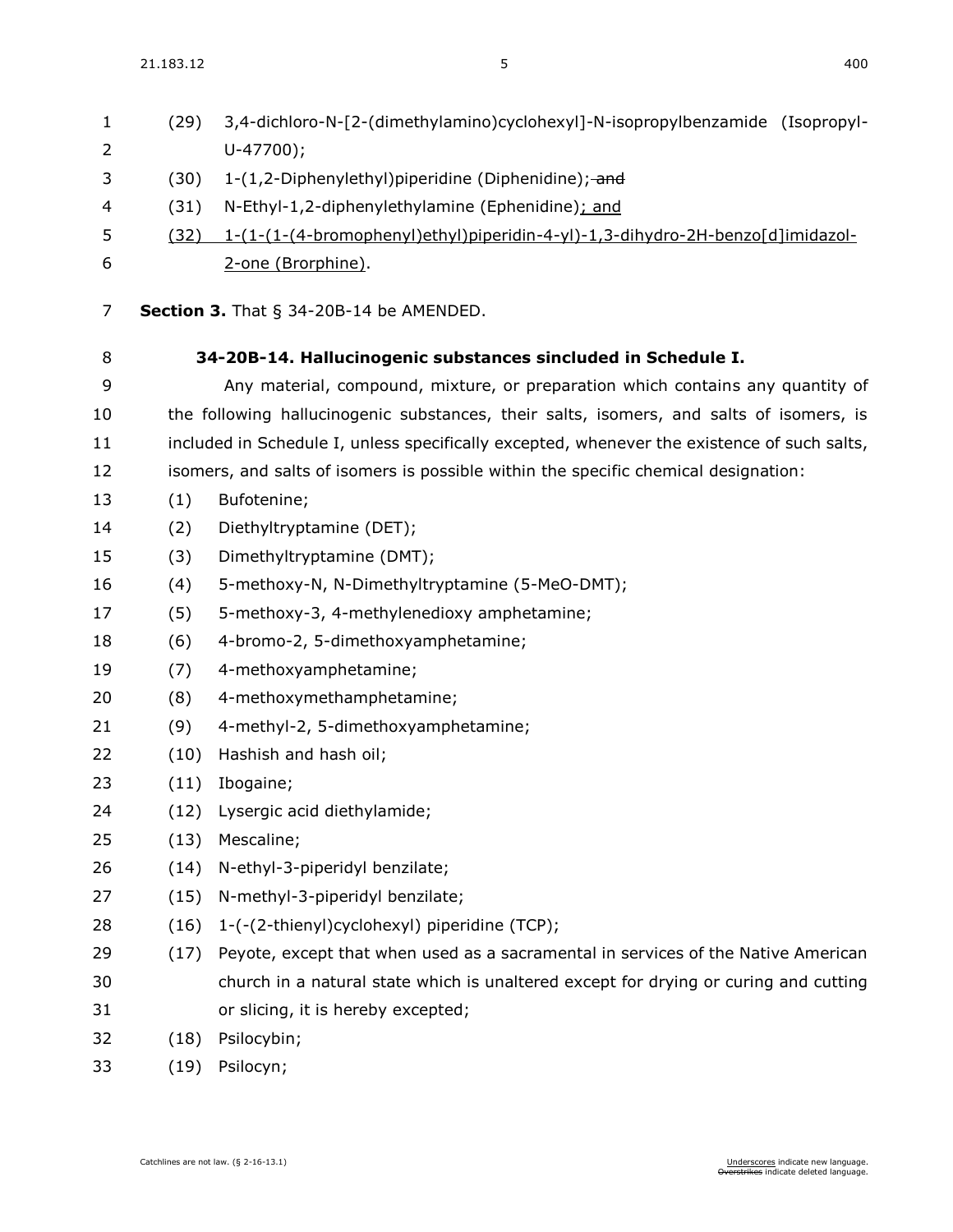(29) 3,4-dichloro-N-[2-(dimethylamino)cyclohexyl]-N-isopropylbenzamide (Isopropyl-U-47700);

(30) 1-(1,2-Diphenylethyl)piperidine (Diphenidine); ~~and~~

(31) N-Ethyl-1,2-diphenylethylamine (Ephenidine)<u>; and</u>

<u>(32) 1-(1-(1-(4-bromophenyl)ethyl)piperidin-4-yl)-1,3-dihydro-2H-benzo[d]imidazol-2-one (Brorphine)</u>.

**Section 3.** That § 34-20B-14 be AMENDED.

**34-20B-14. Hallucinogenic substances sincluded in Schedule I.**

Any material, compound, mixture, or preparation which contains any quantity of the following hallucinogenic substances, their salts, isomers, and salts of isomers, is included in Schedule I, unless specifically excepted, whenever the existence of such salts, isomers, and salts of isomers is possible within the specific chemical designation:

(1) Bufotenine;

(2) Diethyltryptamine (DET);

(3) Dimethyltryptamine (DMT);

(4) 5-methoxy-N, N-Dimethyltryptamine (5-MeO-DMT);

(5) 5-methoxy-3, 4-methylenedioxy amphetamine;

(6) 4-bromo-2, 5-dimethoxyamphetamine;

(7) 4-methoxyamphetamine;

(8) 4-methoxymethamphetamine;

(9) 4-methyl-2, 5-dimethoxyamphetamine;

(10) Hashish and hash oil;

(11) Ibogaine;

(12) Lysergic acid diethylamide;

(13) Mescaline;

(14) N-ethyl-3-piperidyl benzilate;

(15) N-methyl-3-piperidyl benzilate;

(16) 1-(-(2-thienyl)cyclohexyl) piperidine (TCP);

(17) Peyote, except that when used as a sacramental in services of the Native American church in a natural state which is unaltered except for drying or curing and cutting or slicing, it is hereby excepted;

(18) Psilocybin;

(19) Psilocyn;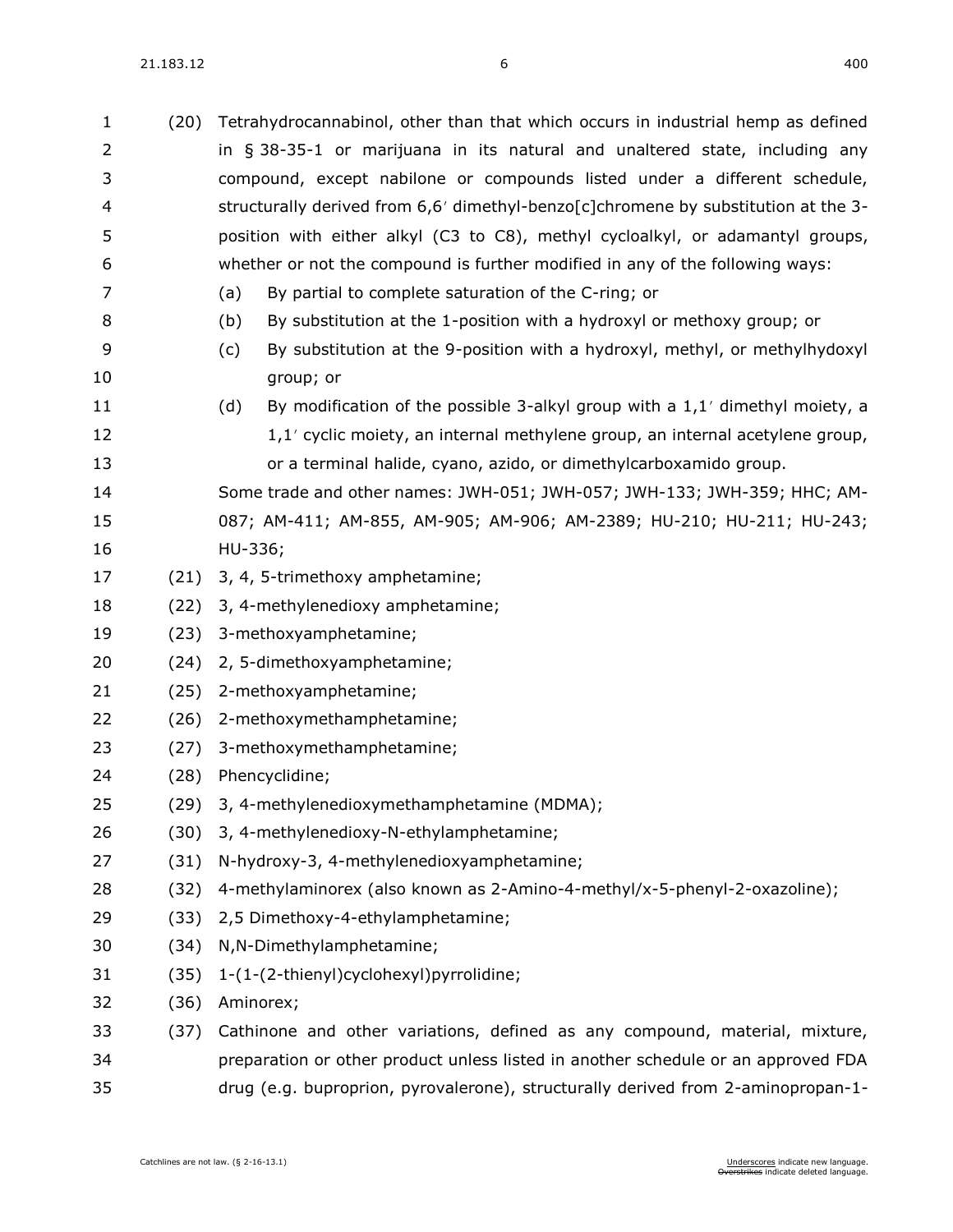(20) Tetrahydrocannabinol, other than that which occurs in industrial hemp as defined in § 38-35-1 or marijuana in its natural and unaltered state, including any compound, except nabilone or compounds listed under a different schedule, structurally derived from 6,6′ dimethyl-benzo[c]chromene by substitution at the 3-position with either alkyl (C3 to C8), methyl cycloalkyl, or adamantyl groups, whether or not the compound is further modified in any of the following ways:

  (a) By partial to complete saturation of the C-ring; or

  (b) By substitution at the 1-position with a hydroxyl or methoxy group; or

  (c) By substitution at the 9-position with a hydroxyl, methyl, or methylhydoxyl group; or

  (d) By modification of the possible 3-alkyl group with a 1,1′ dimethyl moiety, a 1,1′ cyclic moiety, an internal methylene group, an internal acetylene group, or a terminal halide, cyano, azido, or dimethylcarboxamido group.

  Some trade and other names: JWH-051; JWH-057; JWH-133; JWH-359; HHC; AM-087; AM-411; AM-855, AM-905; AM-906; AM-2389; HU-210; HU-211; HU-243; HU-336;

(21) 3, 4, 5-trimethoxy amphetamine;

(22) 3, 4-methylenedioxy amphetamine;

(23) 3-methoxyamphetamine;

(24) 2, 5-dimethoxyamphetamine;

(25) 2-methoxyamphetamine;

(26) 2-methoxymethamphetamine;

(27) 3-methoxymethamphetamine;

(28) Phencyclidine;

(29) 3, 4-methylenedioxymethamphetamine (MDMA);

(30) 3, 4-methylenedioxy-N-ethylamphetamine;

(31) N-hydroxy-3, 4-methylenedioxyamphetamine;

(32) 4-methylaminorex (also known as 2-Amino-4-methyl/x-5-phenyl-2-oxazoline);

(33) 2,5 Dimethoxy-4-ethylamphetamine;

(34) N,N-Dimethylamphetamine;

(35) 1-(1-(2-thienyl)cyclohexyl)pyrrolidine;

(36) Aminorex;

(37) Cathinone and other variations, defined as any compound, material, mixture, preparation or other product unless listed in another schedule or an approved FDA drug (e.g. buproprion, pyrovalerone), structurally derived from 2-aminopropan-1-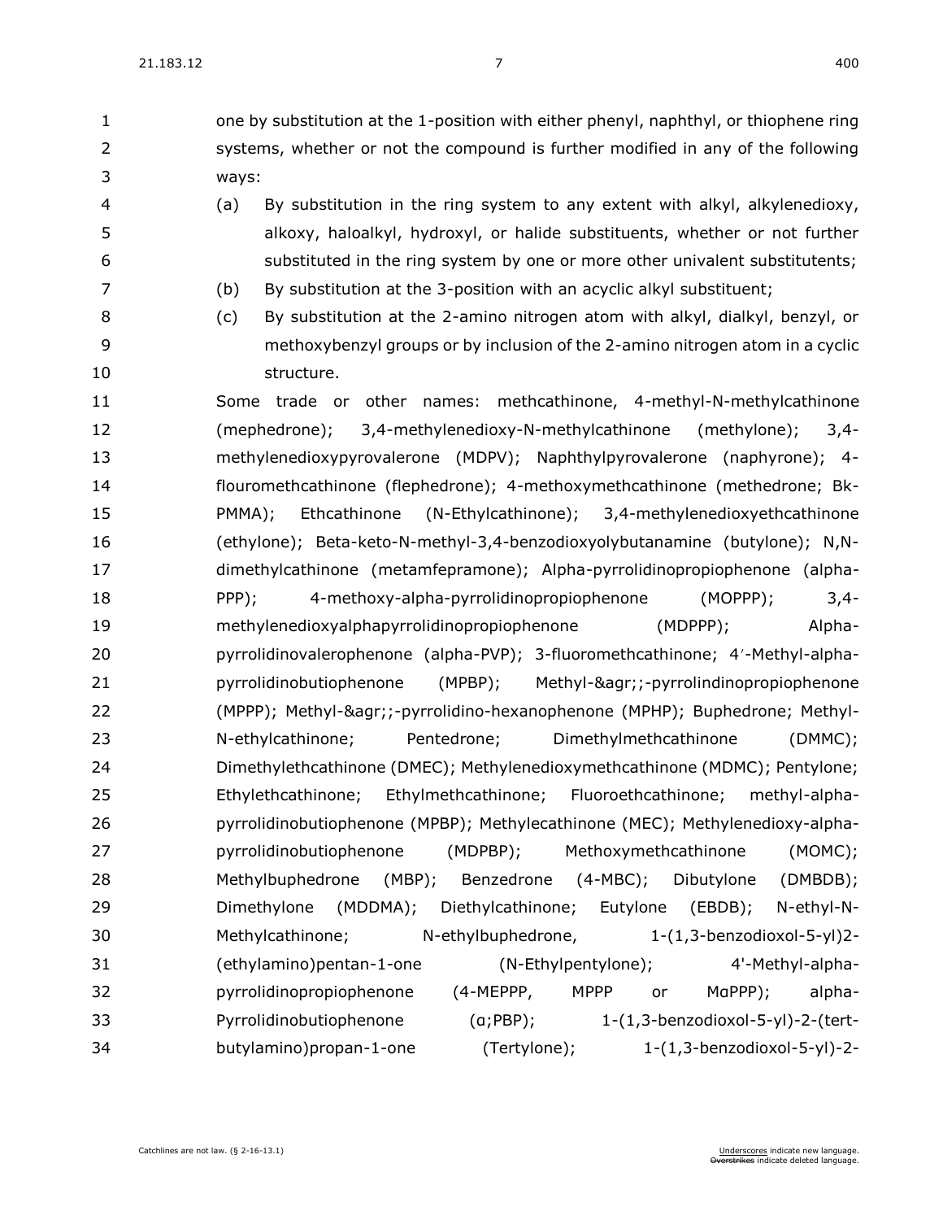one by substitution at the 1-position with either phenyl, naphthyl, or thiophene ring systems, whether or not the compound is further modified in any of the following ways:

(a) By substitution in the ring system to any extent with alkyl, alkylenedioxy, alkoxy, haloalkyl, hydroxyl, or halide substituents, whether or not further substituted in the ring system by one or more other univalent substitutents;

(b) By substitution at the 3-position with an acyclic alkyl substituent;

(c) By substitution at the 2-amino nitrogen atom with alkyl, dialkyl, benzyl, or methoxybenzyl groups or by inclusion of the 2-amino nitrogen atom in a cyclic structure.

Some trade or other names: methcathinone, 4-methyl-N-methylcathinone (mephedrone); 3,4-methylenedioxy-N-methylcathinone (methylone); 3,4-methylenedioxypyrovalerone (MDPV); Naphthylpyrovalerone (naphyrone); 4-flouromethcathinone (flephedrone); 4-methoxymethcathinone (methedrone; Bk-PMMA); Ethcathinone (N-Ethylcathinone); 3,4-methylenedioxyethcathinone (ethylone); Beta-keto-N-methyl-3,4-benzodioxyolybutanamine (butylone); N,N-dimethylcathinone (metamfepramone); Alpha-pyrrolidinopropiophenone (alpha-PPP); 4-methoxy-alpha-pyrrolidinopropiophenone (MOPPP); 3,4-methylenedioxyalphapyrrolidinopropiophenone (MDPPP); Alpha-pyrrolidinovalerophenone (alpha-PVP); 3-fluoromethcathinone; 4′-Methyl-alpha-pyrrolidinobutiophenone (MPBP); Methyl-&agr;;-pyrrolindinopropiophenone (MPPP); Methyl-&agr;;-pyrrolidino-hexanophenone (MPHP); Buphedrone; Methyl-N-ethylcathinone; Pentedrone; Dimethylmethcathinone (DMMC); Dimethylethcathinone (DMEC); Methylenedioxymethcathinone (MDMC); Pentylone; Ethylethcathinone; Ethylmethcathinone; Fluoroethcathinone; methyl-alpha-pyrrolidinobutiophenone (MPBP); Methylecathinone (MEC); Methylenedioxy-alpha-pyrrolidinobutiophenone (MDPBP); Methoxymethcathinone (MOMC); Methylbuphedrone (MBP); Benzedrone (4-MBC); Dibutylone (DMBDB); Dimethylone (MDDMA); Diethylcathinone; Eutylone (EBDB); N-ethyl-N-Methylcathinone; N-ethylbuphedrone, 1-(1,3-benzodioxol-5-yl)2-(ethylamino)pentan-1-one (N-Ethylpentylone); 4'-Methyl-alpha-pyrrolidinopropiophenone (4-MEPPP, MPPP or MαPPP); alpha-Pyrrolidinobutiophenone (α;PBP); 1-(1,3-benzodioxol-5-yl)-2-(tert-butylamino)propan-1-one (Tertylone); 1-(1,3-benzodioxol-5-yl)-2-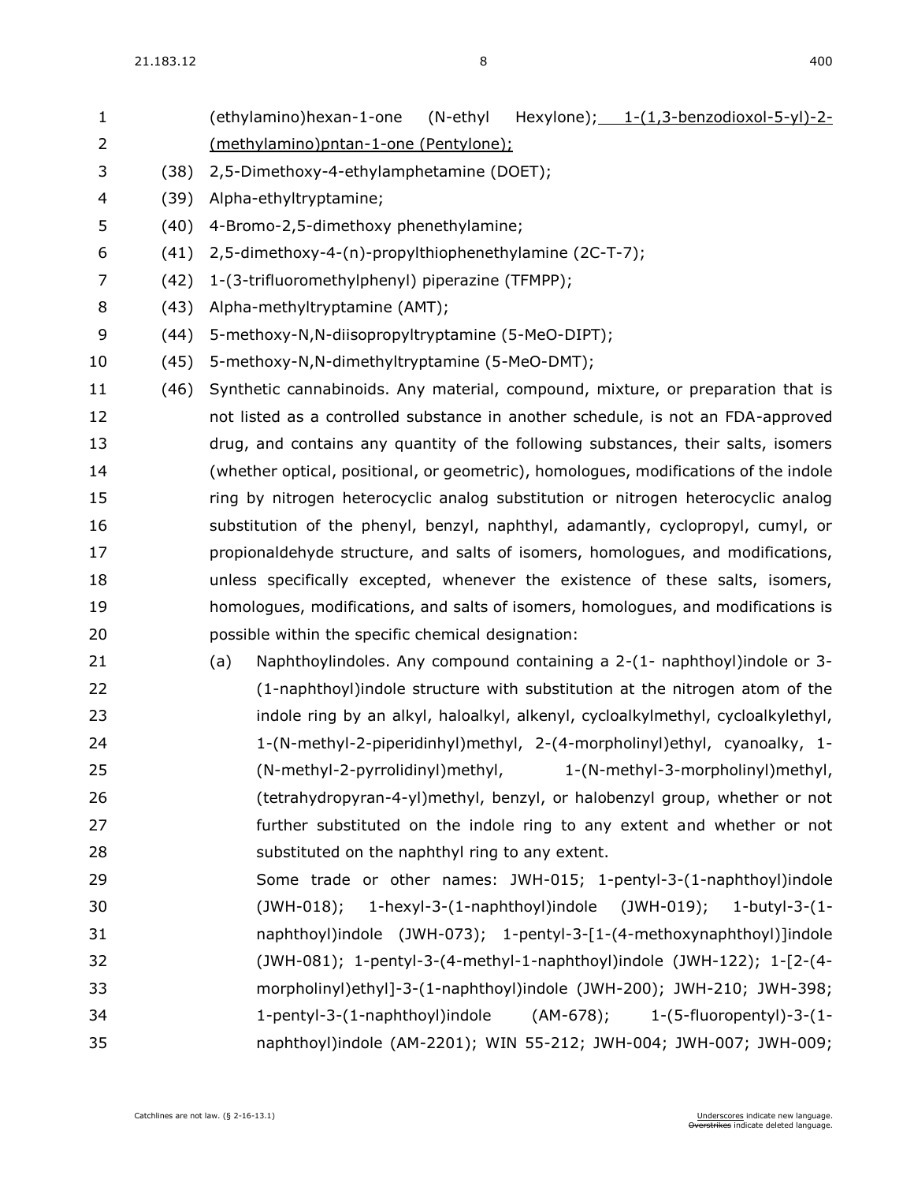(ethylamino)hexan-1-one (N-ethyl Hexylone); <u>1-(1,3-benzodioxol-5-yl)-2-(methylamino)pntan-1-one (Pentylone);</u>

(38) 2,5-Dimethoxy-4-ethylamphetamine (DOET);

(39) Alpha-ethyltryptamine;

(40) 4-Bromo-2,5-dimethoxy phenethylamine;

(41) 2,5-dimethoxy-4-(n)-propylthiophenethylamine (2C-T-7);

(42) 1-(3-trifluoromethylphenyl) piperazine (TFMPP);

(43) Alpha-methyltryptamine (AMT);

(44) 5-methoxy-N,N-diisopropyltryptamine (5-MeO-DIPT);

(45) 5-methoxy-N,N-dimethyltryptamine (5-MeO-DMT);

(46) Synthetic cannabinoids. Any material, compound, mixture, or preparation that is not listed as a controlled substance in another schedule, is not an FDA-approved drug, and contains any quantity of the following substances, their salts, isomers (whether optical, positional, or geometric), homologues, modifications of the indole ring by nitrogen heterocyclic analog substitution or nitrogen heterocyclic analog substitution of the phenyl, benzyl, naphthyl, adamantly, cyclopropyl, cumyl, or propionaldehyde structure, and salts of isomers, homologues, and modifications, unless specifically excepted, whenever the existence of these salts, isomers, homologues, modifications, and salts of isomers, homologues, and modifications is possible within the specific chemical designation:

(a) Naphthoylindoles. Any compound containing a 2-(1- naphthoyl)indole or 3-(1-naphthoyl)indole structure with substitution at the nitrogen atom of the indole ring by an alkyl, haloalkyl, alkenyl, cycloalkylmethyl, cycloalkylethyl, 1-(N-methyl-2-piperidinhyl)methyl, 2-(4-morpholinyl)ethyl, cyanoalky, 1-(N-methyl-2-pyrrolidinyl)methyl, 1-(N-methyl-3-morpholinyl)methyl, (tetrahydropyran-4-yl)methyl, benzyl, or halobenzyl group, whether or not further substituted on the indole ring to any extent and whether or not substituted on the naphthyl ring to any extent.

Some trade or other names: JWH-015; 1-pentyl-3-(1-naphthoyl)indole (JWH-018); 1-hexyl-3-(1-naphthoyl)indole (JWH-019); 1-butyl-3-(1-naphthoyl)indole (JWH-073); 1-pentyl-3-[1-(4-methoxynaphthoyl)]indole (JWH-081); 1-pentyl-3-(4-methyl-1-naphthoyl)indole (JWH-122); 1-[2-(4-morpholinyl)ethyl]-3-(1-naphthoyl)indole (JWH-200); JWH-210; JWH-398; 1-pentyl-3-(1-naphthoyl)indole (AM-678); 1-(5-fluoropentyl)-3-(1-naphthoyl)indole (AM-2201); WIN 55-212; JWH-004; JWH-007; JWH-009;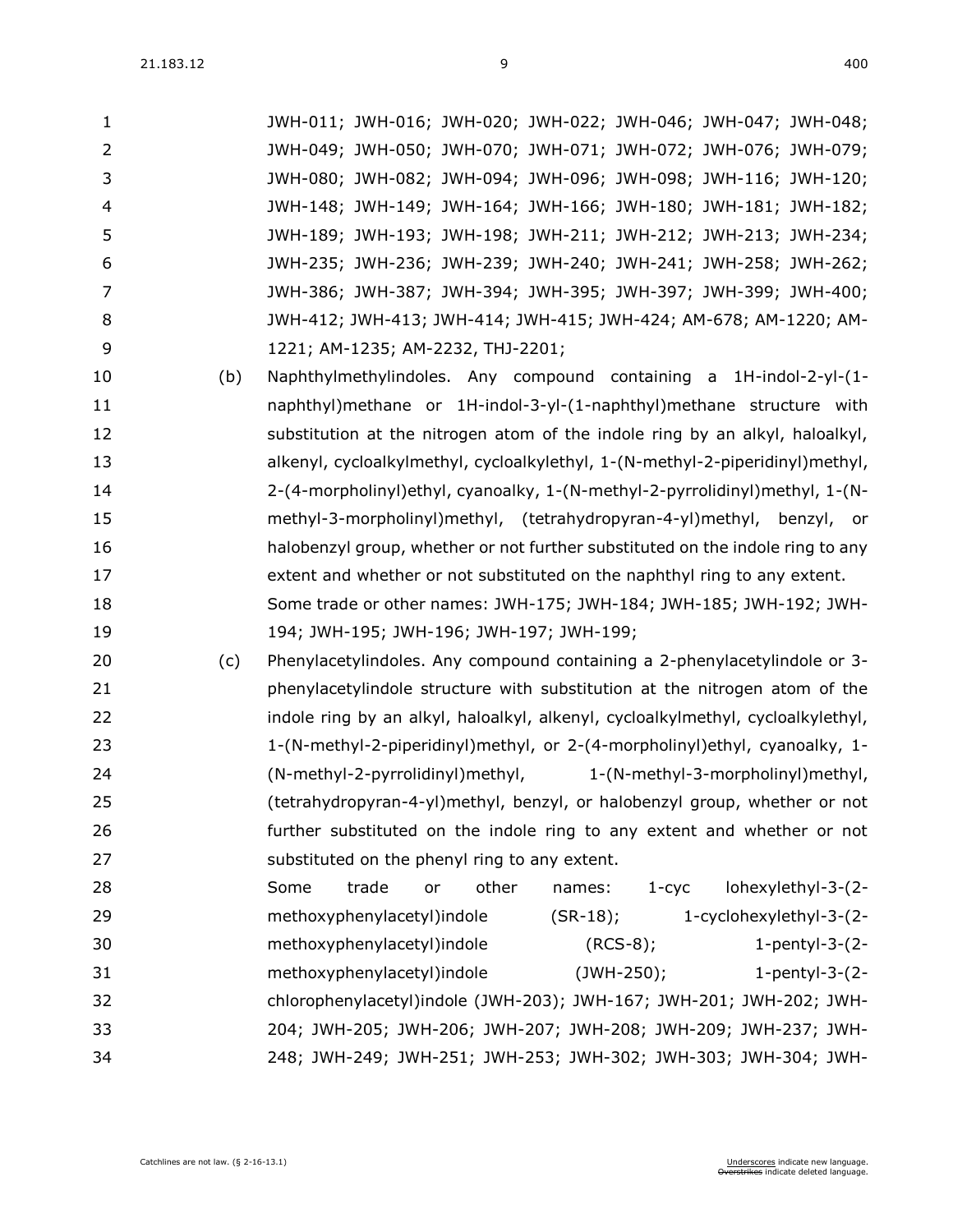JWH-011; JWH-016; JWH-020; JWH-022; JWH-046; JWH-047; JWH-048; JWH-049; JWH-050; JWH-070; JWH-071; JWH-072; JWH-076; JWH-079; JWH-080; JWH-082; JWH-094; JWH-096; JWH-098; JWH-116; JWH-120; JWH-148; JWH-149; JWH-164; JWH-166; JWH-180; JWH-181; JWH-182; JWH-189; JWH-193; JWH-198; JWH-211; JWH-212; JWH-213; JWH-234; JWH-235; JWH-236; JWH-239; JWH-240; JWH-241; JWH-258; JWH-262; JWH-386; JWH-387; JWH-394; JWH-395; JWH-397; JWH-399; JWH-400; JWH-412; JWH-413; JWH-414; JWH-415; JWH-424; AM-678; AM-1220; AM-1221; AM-1235; AM-2232, THJ-2201;

(b) Naphthylmethylindoles. Any compound containing a 1H-indol-2-yl-(1-naphthyl)methane or 1H-indol-3-yl-(1-naphthyl)methane structure with substitution at the nitrogen atom of the indole ring by an alkyl, haloalkyl, alkenyl, cycloalkylmethyl, cycloalkylethyl, 1-(N-methyl-2-piperidinyl)methyl, 2-(4-morpholinyl)ethyl, cyanoalky, 1-(N-methyl-2-pyrrolidinyl)methyl, 1-(N-methyl-3-morpholinyl)methyl, (tetrahydropyran-4-yl)methyl, benzyl, or halobenzyl group, whether or not further substituted on the indole ring to any extent and whether or not substituted on the naphthyl ring to any extent. Some trade or other names: JWH-175; JWH-184; JWH-185; JWH-192; JWH-194; JWH-195; JWH-196; JWH-197; JWH-199;

(c) Phenylacetylindoles. Any compound containing a 2-phenylacetylindole or 3-phenylacetylindole structure with substitution at the nitrogen atom of the indole ring by an alkyl, haloalkyl, alkenyl, cycloalkylmethyl, cycloalkylethyl, 1-(N-methyl-2-piperidinyl)methyl, or 2-(4-morpholinyl)ethyl, cyanoalky, 1-(N-methyl-2-pyrrolidinyl)methyl, 1-(N-methyl-3-morpholinyl)methyl, (tetrahydropyran-4-yl)methyl, benzyl, or halobenzyl group, whether or not further substituted on the indole ring to any extent and whether or not substituted on the phenyl ring to any extent. Some trade or other names: 1-cyc lohexylethyl-3-(2-methoxyphenylacetyl)indole (SR-18); 1-cyclohexylethyl-3-(2-methoxyphenylacetyl)indole (RCS-8); 1-pentyl-3-(2-methoxyphenylacetyl)indole (JWH-250); 1-pentyl-3-(2-chlorophenylacetyl)indole (JWH-203); JWH-167; JWH-201; JWH-202; JWH-204; JWH-205; JWH-206; JWH-207; JWH-208; JWH-209; JWH-237; JWH-248; JWH-249; JWH-251; JWH-253; JWH-302; JWH-303; JWH-304; JWH-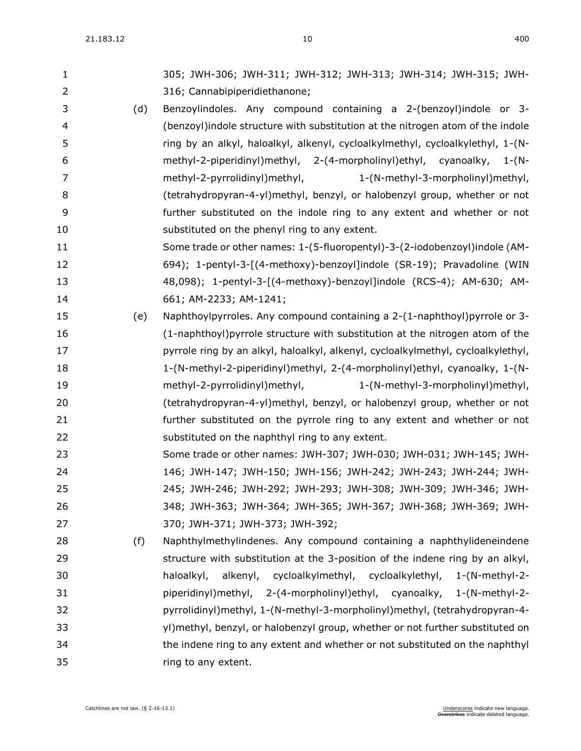305; JWH-306; JWH-311; JWH-312; JWH-313; JWH-314; JWH-315; JWH-316; Cannabipiperidiethanone;

(d) Benzoylindoles. Any compound containing a 2-(benzoyl)indole or 3-(benzoyl)indole structure with substitution at the nitrogen atom of the indole ring by an alkyl, haloalkyl, alkenyl, cycloalkylmethyl, cycloalkylethyl, 1-(N-methyl-2-piperidinyl)methyl, 2-(4-morpholinyl)ethyl, cyanoalky, 1-(N-methyl-2-pyrrolidinyl)methyl, 1-(N-methyl-3-morpholinyl)methyl, (tetrahydropyran-4-yl)methyl, benzyl, or halobenzyl group, whether or not further substituted on the indole ring to any extent and whether or not substituted on the phenyl ring to any extent.

Some trade or other names: 1-(5-fluoropentyl)-3-(2-iodobenzoyl)indole (AM-694); 1-pentyl-3-[(4-methoxy)-benzoyl]indole (SR-19); Pravadoline (WIN 48,098); 1-pentyl-3-[(4-methoxy)-benzoyl]indole (RCS-4); AM-630; AM-661; AM-2233; AM-1241;

(e) Naphthoylpyrroles. Any compound containing a 2-(1-naphthoyl)pyrrole or 3-(1-naphthoyl)pyrrole structure with substitution at the nitrogen atom of the pyrrole ring by an alkyl, haloalkyl, alkenyl, cycloalkylmethyl, cycloalkylethyl, 1-(N-methyl-2-piperidinyl)methyl, 2-(4-morpholinyl)ethyl, cyanoalky, 1-(N-methyl-2-pyrrolidinyl)methyl, 1-(N-methyl-3-morpholinyl)methyl, (tetrahydropyran-4-yl)methyl, benzyl, or halobenzyl group, whether or not further substituted on the pyrrole ring to any extent and whether or not substituted on the naphthyl ring to any extent.

Some trade or other names: JWH-307; JWH-030; JWH-031; JWH-145; JWH-146; JWH-147; JWH-150; JWH-156; JWH-242; JWH-243; JWH-244; JWH-245; JWH-246; JWH-292; JWH-293; JWH-308; JWH-309; JWH-346; JWH-348; JWH-363; JWH-364; JWH-365; JWH-367; JWH-368; JWH-369; JWH-370; JWH-371; JWH-373; JWH-392;

(f) Naphthylmethylindenes. Any compound containing a naphthylideneindene structure with substitution at the 3-position of the indene ring by an alkyl, haloalkyl, alkenyl, cycloalkylmethyl, cycloalkylethyl, 1-(N-methyl-2-piperidinyl)methyl, 2-(4-morpholinyl)ethyl, cyanoalky, 1-(N-methyl-2-pyrrolidinyl)methyl, 1-(N-methyl-3-morpholinyl)methyl, (tetrahydropyran-4-yl)methyl, benzyl, or halobenzyl group, whether or not further substituted on the indene ring to any extent and whether or not substituted on the naphthyl ring to any extent.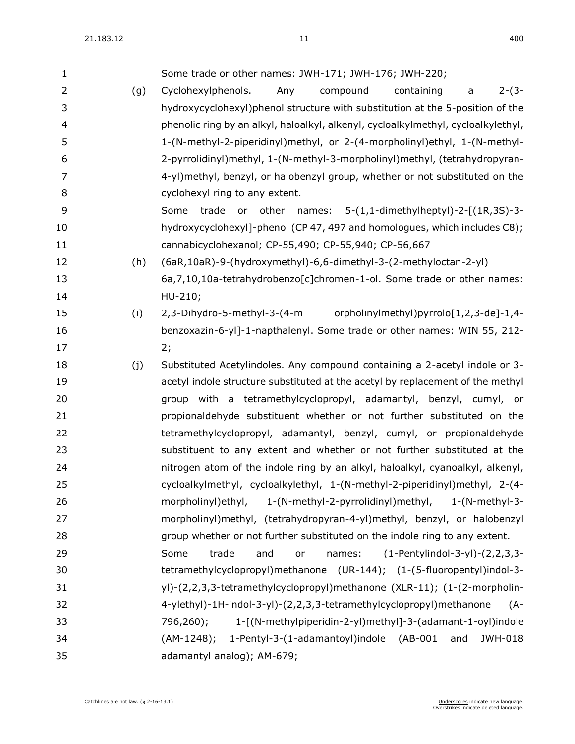Some trade or other names: JWH-171; JWH-176; JWH-220;

(g) Cyclohexylphenols. Any compound containing a 2-(3-hydroxycyclohexyl)phenol structure with substitution at the 5-position of the phenolic ring by an alkyl, haloalkyl, alkenyl, cycloalkylmethyl, cycloalkylethyl, 1-(N-methyl-2-piperidinyl)methyl, or 2-(4-morpholinyl)ethyl, 1-(N-methyl-2-pyrrolidinyl)methyl, 1-(N-methyl-3-morpholinyl)methyl, (tetrahydropyran-4-yl)methyl, benzyl, or halobenzyl group, whether or not substituted on the cyclohexyl ring to any extent.

Some trade or other names: 5-(1,1-dimethylheptyl)-2-[(1R,3S)-3-hydroxycyclohexyl]-phenol (CP 47, 497 and homologues, which includes C8); cannabicyclohexanol; CP-55,490; CP-55,940; CP-56,667

(h) (6aR,10aR)-9-(hydroxymethyl)-6,6-dimethyl-3-(2-methyloctan-2-yl) 6a,7,10,10a-tetrahydrobenzo[c]chromen-1-ol. Some trade or other names: HU-210;

(i) 2,3-Dihydro-5-methyl-3-(4-m orpholinylmethyl)pyrrolo[1,2,3-de]-1,4-benzoxazin-6-yl]-1-napthalenyl. Some trade or other names: WIN 55, 212-2;

(j) Substituted Acetylindoles. Any compound containing a 2-acetyl indole or 3-acetyl indole structure substituted at the acetyl by replacement of the methyl group with a tetramethylcyclopropyl, adamantyl, benzyl, cumyl, or propionaldehyde substituent whether or not further substituted on the tetramethylcyclopropyl, adamantyl, benzyl, cumyl, or propionaldehyde substituent to any extent and whether or not further substituted at the nitrogen atom of the indole ring by an alkyl, haloalkyl, cyanoalkyl, alkenyl, cycloalkylmethyl, cycloalkylethyl, 1-(N-methyl-2-piperidinyl)methyl, 2-(4-morpholinyl)ethyl, 1-(N-methyl-2-pyrrolidinyl)methyl, 1-(N-methyl-3-morpholinyl)methyl, (tetrahydropyran-4-yl)methyl, benzyl, or halobenzyl group whether or not further substituted on the indole ring to any extent.

Some trade and or names: (1-Pentylindol-3-yl)-(2,2,3,3-tetramethylcyclopropyl)methanone (UR-144); (1-(5-fluoropentyl)indol-3-yl)-(2,2,3,3-tetramethylcyclopropyl)methanone (XLR-11); (1-(2-morpholin-4-ylethyl)-1H-indol-3-yl)-(2,2,3,3-tetramethylcyclopropyl)methanone (A-796,260); 1-[(N-methylpiperidin-2-yl)methyl]-3-(adamant-1-oyl)indole (AM-1248); 1-Pentyl-3-(1-adamantoyl)indole (AB-001 and JWH-018 adamantyl analog); AM-679;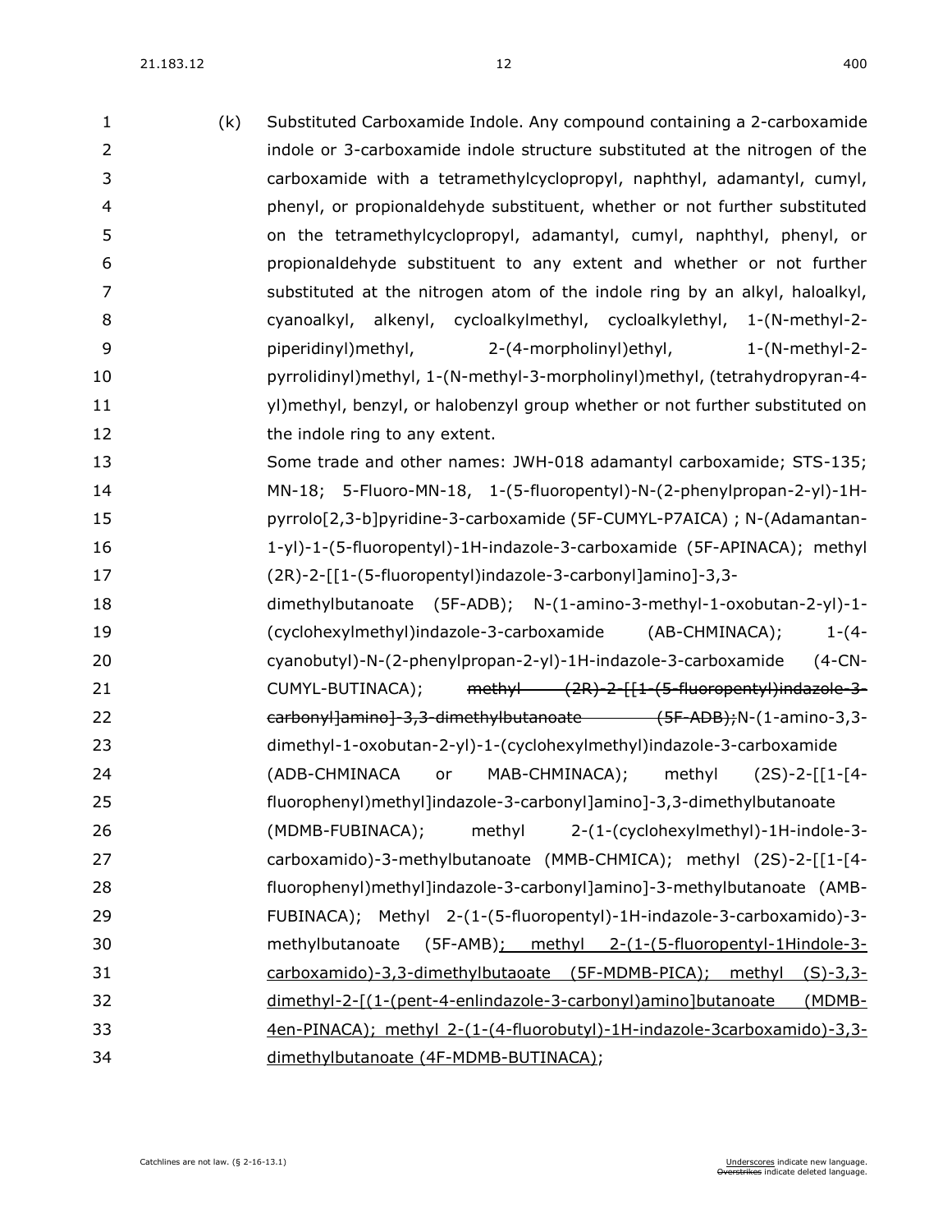(k) Substituted Carboxamide Indole. Any compound containing a 2-carboxamide indole or 3-carboxamide indole structure substituted at the nitrogen of the carboxamide with a tetramethylcyclopropyl, naphthyl, adamantyl, cumyl, phenyl, or propionaldehyde substituent, whether or not further substituted on the tetramethylcyclopropyl, adamantyl, cumyl, naphthyl, phenyl, or propionaldehyde substituent to any extent and whether or not further substituted at the nitrogen atom of the indole ring by an alkyl, haloalkyl, cyanoalkyl, alkenyl, cycloalkylmethyl, cycloalkylethyl, 1-(N-methyl-2-piperidinyl)methyl, 2-(4-morpholinyl)ethyl, 1-(N-methyl-2-pyrrolidinyl)methyl, 1-(N-methyl-3-morpholinyl)methyl, (tetrahydropyran-4-yl)methyl, benzyl, or halobenzyl group whether or not further substituted on the indole ring to any extent.

Some trade and other names: JWH-018 adamantyl carboxamide; STS-135; MN-18; 5-Fluoro-MN-18, 1-(5-fluoropentyl)-N-(2-phenylpropan-2-yl)-1H-pyrrolo[2,3-b]pyridine-3-carboxamide (5F-CUMYL-P7AICA) ; N-(Adamantan-1-yl)-1-(5-fluoropentyl)-1H-indazole-3-carboxamide (5F-APINACA); methyl (2R)-2-[[1-(5-fluoropentyl)indazole-3-carbonyl]amino]-3,3-dimethylbutanoate (5F-ADB); N-(1-amino-3-methyl-1-oxobutan-2-yl)-1-(cyclohexylmethyl)indazole-3-carboxamide (AB-CHMINACA); 1-(4-cyanobutyl)-N-(2-phenylpropan-2-yl)-1H-indazole-3-carboxamide (4-CN-CUMYL-BUTINACA); ~~methyl (2R)-2-[[1-(5-fluoropentyl)indazole-3-carbonyl]amino]-3,3-dimethylbutanoate (5F-ADB);~~N-(1-amino-3,3-dimethyl-1-oxobutan-2-yl)-1-(cyclohexylmethyl)indazole-3-carboxamide (ADB-CHMINACA or MAB-CHMINACA); methyl (2S)-2-[[1-[4-fluorophenyl)methyl]indazole-3-carbonyl]amino]-3,3-dimethylbutanoate (MDMB-FUBINACA); methyl 2-(1-(cyclohexylmethyl)-1H-indole-3-carboxamido)-3-methylbutanoate (MMB-CHMICA); methyl (2S)-2-[[1-[4-fluorophenyl)methyl]indazole-3-carbonyl]amino]-3-methylbutanoate (AMB-FUBINACA); Methyl 2-(1-(5-fluoropentyl)-1H-indazole-3-carboxamido)-3-methylbutanoate (5F-AMB)<u>; methyl 2-(1-(5-fluoropentyl-1Hindole-3-carboxamido)-3,3-dimethylbutaoate (5F-MDMB-PICA); methyl (S)-3,3-dimethyl-2-[(1-(pent-4-enlindazole-3-carbonyl)amino]butanoate (MDMB-4en-PINACA); methyl 2-(1-(4-fluorobutyl)-1H-indazole-3carboxamido)-3,3-dimethylbutanoate (4F-MDMB-BUTINACA)</u>;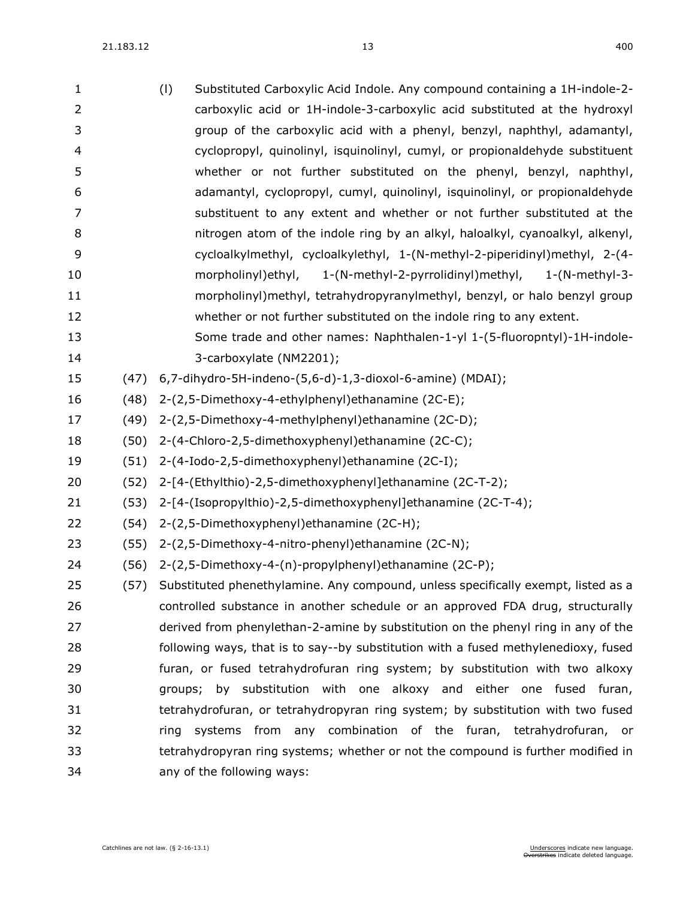(l) Substituted Carboxylic Acid Indole. Any compound containing a 1H-indole-2-carboxylic acid or 1H-indole-3-carboxylic acid substituted at the hydroxyl group of the carboxylic acid with a phenyl, benzyl, naphthyl, adamantyl, cyclopropyl, quinolinyl, isquinolinyl, cumyl, or propionaldehyde substituent whether or not further substituted on the phenyl, benzyl, naphthyl, adamantyl, cyclopropyl, cumyl, quinolinyl, isquinolinyl, or propionaldehyde substituent to any extent and whether or not further substituted at the nitrogen atom of the indole ring by an alkyl, haloalkyl, cyanoalkyl, alkenyl, cycloalkylmethyl, cycloalkylethyl, 1-(N-methyl-2-piperidinyl)methyl, 2-(4-morpholinyl)ethyl, 1-(N-methyl-2-pyrrolidinyl)methyl, 1-(N-methyl-3-morpholinyl)methyl, tetrahydropyranylmethyl, benzyl, or halo benzyl group whether or not further substituted on the indole ring to any extent.

Some trade and other names: Naphthalen-1-yl 1-(5-fluoropntyl)-1H-indole-3-carboxylate (NM2201);

(47) 6,7-dihydro-5H-indeno-(5,6-d)-1,3-dioxol-6-amine) (MDAI);

(48) 2-(2,5-Dimethoxy-4-ethylphenyl)ethanamine (2C-E);

(49) 2-(2,5-Dimethoxy-4-methylphenyl)ethanamine (2C-D);

(50) 2-(4-Chloro-2,5-dimethoxyphenyl)ethanamine (2C-C);

(51) 2-(4-Iodo-2,5-dimethoxyphenyl)ethanamine (2C-I);

(52) 2-[4-(Ethylthio)-2,5-dimethoxyphenyl]ethanamine (2C-T-2);

(53) 2-[4-(Isopropylthio)-2,5-dimethoxyphenyl]ethanamine (2C-T-4);

(54) 2-(2,5-Dimethoxyphenyl)ethanamine (2C-H);

(55) 2-(2,5-Dimethoxy-4-nitro-phenyl)ethanamine (2C-N);

(56) 2-(2,5-Dimethoxy-4-(n)-propylphenyl)ethanamine (2C-P);

(57) Substituted phenethylamine. Any compound, unless specifically exempt, listed as a controlled substance in another schedule or an approved FDA drug, structurally derived from phenylethan-2-amine by substitution on the phenyl ring in any of the following ways, that is to say--by substitution with a fused methylenedioxy, fused furan, or fused tetrahydrofuran ring system; by substitution with two alkoxy groups; by substitution with one alkoxy and either one fused furan, tetrahydrofuran, or tetrahydropyran ring system; by substitution with two fused ring systems from any combination of the furan, tetrahydrofuran, or tetrahydropyran ring systems; whether or not the compound is further modified in any of the following ways: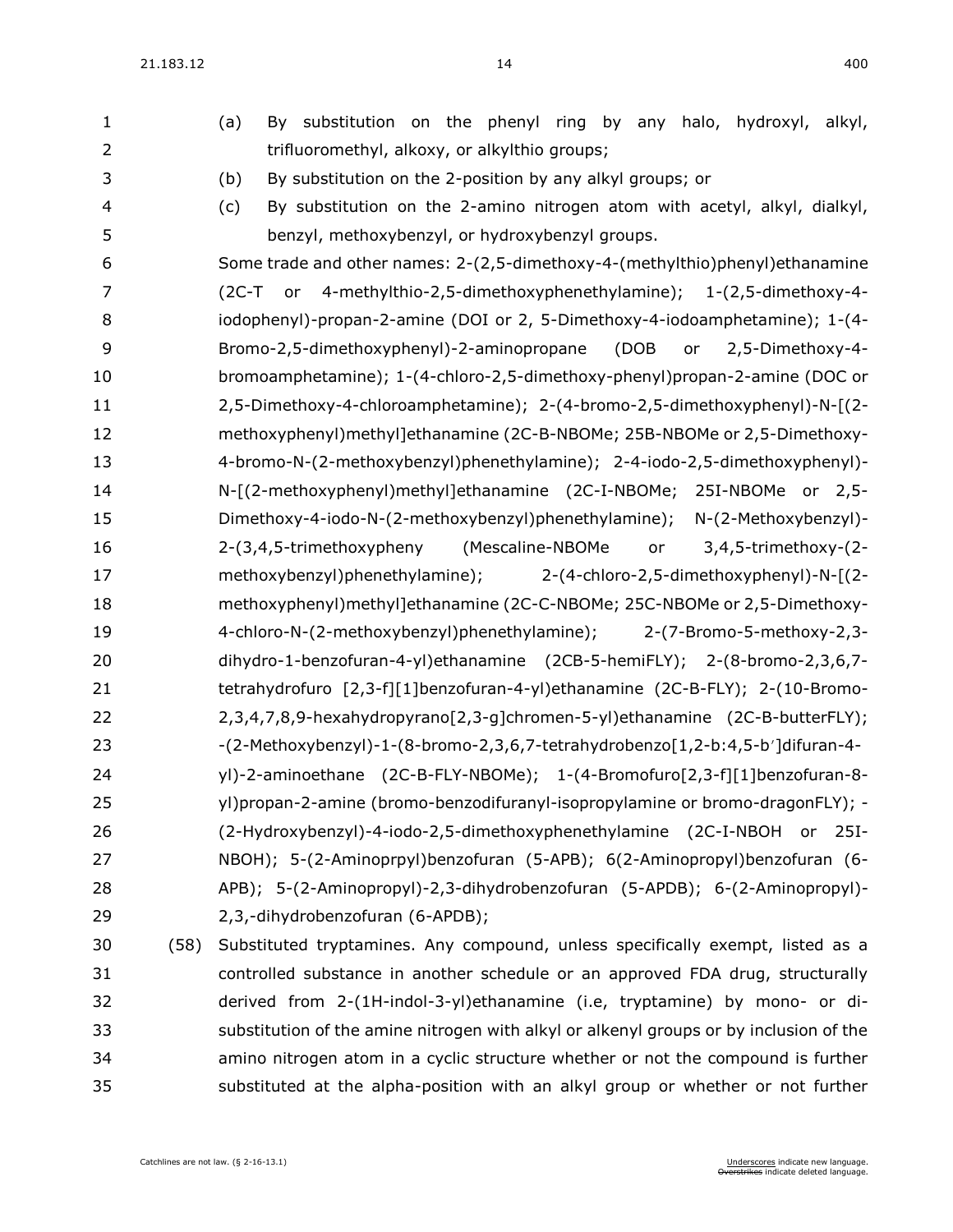(a) By substitution on the phenyl ring by any halo, hydroxyl, alkyl, trifluoromethyl, alkoxy, or alkylthio groups;

(b) By substitution on the 2-position by any alkyl groups; or

(c) By substitution on the 2-amino nitrogen atom with acetyl, alkyl, dialkyl, benzyl, methoxybenzyl, or hydroxybenzyl groups.

Some trade and other names: 2-(2,5-dimethoxy-4-(methylthio)phenyl)ethanamine (2C-T or 4-methylthio-2,5-dimethoxyphenethylamine); 1-(2,5-dimethoxy-4-iodophenyl)-propan-2-amine (DOI or 2, 5-Dimethoxy-4-iodoamphetamine); 1-(4-Bromo-2,5-dimethoxyphenyl)-2-aminopropane (DOB or 2,5-Dimethoxy-4-bromoamphetamine); 1-(4-chloro-2,5-dimethoxy-phenyl)propan-2-amine (DOC or 2,5-Dimethoxy-4-chloroamphetamine); 2-(4-bromo-2,5-dimethoxyphenyl)-N-[(2-methoxyphenyl)methyl]ethanamine (2C-B-NBOMe; 25B-NBOMe or 2,5-Dimethoxy-4-bromo-N-(2-methoxybenzyl)phenethylamine); 2-4-iodo-2,5-dimethoxyphenyl)-N-[(2-methoxyphenyl)methyl]ethanamine (2C-I-NBOMe; 25I-NBOMe or 2,5-Dimethoxy-4-iodo-N-(2-methoxybenzyl)phenethylamine); N-(2-Methoxybenzyl)-2-(3,4,5-trimethoxypheny (Mescaline-NBOMe or 3,4,5-trimethoxy-(2-methoxybenzyl)phenethylamine); 2-(4-chloro-2,5-dimethoxyphenyl)-N-[(2-methoxyphenyl)methyl]ethanamine (2C-C-NBOMe; 25C-NBOMe or 2,5-Dimethoxy-4-chloro-N-(2-methoxybenzyl)phenethylamine); 2-(7-Bromo-5-methoxy-2,3-dihydro-1-benzofuran-4-yl)ethanamine (2CB-5-hemiFLY); 2-(8-bromo-2,3,6,7-tetrahydrofuro [2,3-f][1]benzofuran-4-yl)ethanamine (2C-B-FLY); 2-(10-Bromo-2,3,4,7,8,9-hexahydropyrano[2,3-g]chromen-5-yl)ethanamine (2C-B-butterFLY); -(2-Methoxybenzyl)-1-(8-bromo-2,3,6,7-tetrahydrobenzo[1,2-b:4,5-b′]difuran-4-yl)-2-aminoethane (2C-B-FLY-NBOMe); 1-(4-Bromofuro[2,3-f][1]benzofuran-8-yl)propan-2-amine (bromo-benzodifuranyl-isopropylamine or bromo-dragonFLY); -(2-Hydroxybenzyl)-4-iodo-2,5-dimethoxyphenethylamine (2C-I-NBOH or 25I-NBOH); 5-(2-Aminoprpyl)benzofuran (5-APB); 6(2-Aminopropyl)benzofuran (6-APB); 5-(2-Aminopropyl)-2,3-dihydrobenzofuran (5-APDB); 6-(2-Aminopropyl)-2,3,-dihydrobenzofuran (6-APDB);

(58) Substituted tryptamines. Any compound, unless specifically exempt, listed as a controlled substance in another schedule or an approved FDA drug, structurally derived from 2-(1H-indol-3-yl)ethanamine (i.e, tryptamine) by mono- or di-substitution of the amine nitrogen with alkyl or alkenyl groups or by inclusion of the amino nitrogen atom in a cyclic structure whether or not the compound is further substituted at the alpha-position with an alkyl group or whether or not further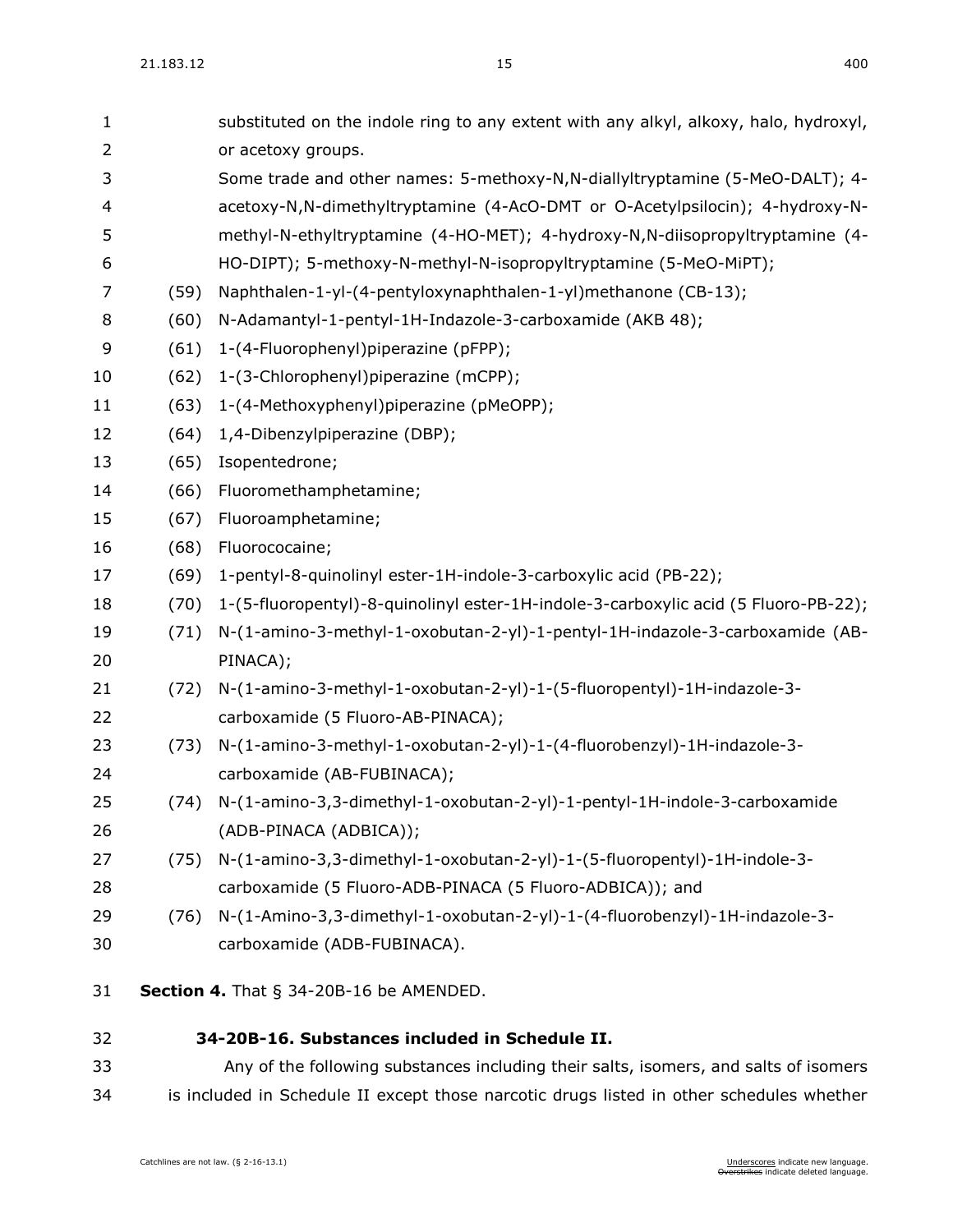substituted on the indole ring to any extent with any alkyl, alkoxy, halo, hydroxyl, or acetoxy groups.

Some trade and other names: 5-methoxy-N,N-diallyltryptamine (5-MeO-DALT); 4-acetoxy-N,N-dimethyltryptamine (4-AcO-DMT or O-Acetylpsilocin); 4-hydroxy-N-methyl-N-ethyltryptamine (4-HO-MET); 4-hydroxy-N,N-diisopropyltryptamine (4-HO-DIPT); 5-methoxy-N-methyl-N-isopropyltryptamine (5-MeO-MiPT);

(59) Naphthalen-1-yl-(4-pentyloxynaphthalen-1-yl)methanone (CB-13);

(60) N-Adamantyl-1-pentyl-1H-Indazole-3-carboxamide (AKB 48);

(61) 1-(4-Fluorophenyl)piperazine (pFPP);

(62) 1-(3-Chlorophenyl)piperazine (mCPP);

(63) 1-(4-Methoxyphenyl)piperazine (pMeOPP);

(64) 1,4-Dibenzylpiperazine (DBP);

(65) Isopentedrone;

(66) Fluoromethamphetamine;

(67) Fluoroamphetamine;

(68) Fluorococaine;

(69) 1-pentyl-8-quinolinyl ester-1H-indole-3-carboxylic acid (PB-22);

(70) 1-(5-fluoropentyl)-8-quinolinyl ester-1H-indole-3-carboxylic acid (5 Fluoro-PB-22);

(71) N-(1-amino-3-methyl-1-oxobutan-2-yl)-1-pentyl-1H-indazole-3-carboxamide (AB-PINACA);

(72) N-(1-amino-3-methyl-1-oxobutan-2-yl)-1-(5-fluoropentyl)-1H-indazole-3-carboxamide (5 Fluoro-AB-PINACA);

(73) N-(1-amino-3-methyl-1-oxobutan-2-yl)-1-(4-fluorobenzyl)-1H-indazole-3-carboxamide (AB-FUBINACA);

(74) N-(1-amino-3,3-dimethyl-1-oxobutan-2-yl)-1-pentyl-1H-indole-3-carboxamide (ADB-PINACA (ADBICA));

(75) N-(1-amino-3,3-dimethyl-1-oxobutan-2-yl)-1-(5-fluoropentyl)-1H-indole-3-carboxamide (5 Fluoro-ADB-PINACA (5 Fluoro-ADBICA)); and

(76) N-(1-Amino-3,3-dimethyl-1-oxobutan-2-yl)-1-(4-fluorobenzyl)-1H-indazole-3-carboxamide (ADB-FUBINACA).

**Section 4.** That § 34-20B-16 be AMENDED.

**34-20B-16. Substances included in Schedule II.**

Any of the following substances including their salts, isomers, and salts of isomers is included in Schedule II except those narcotic drugs listed in other schedules whether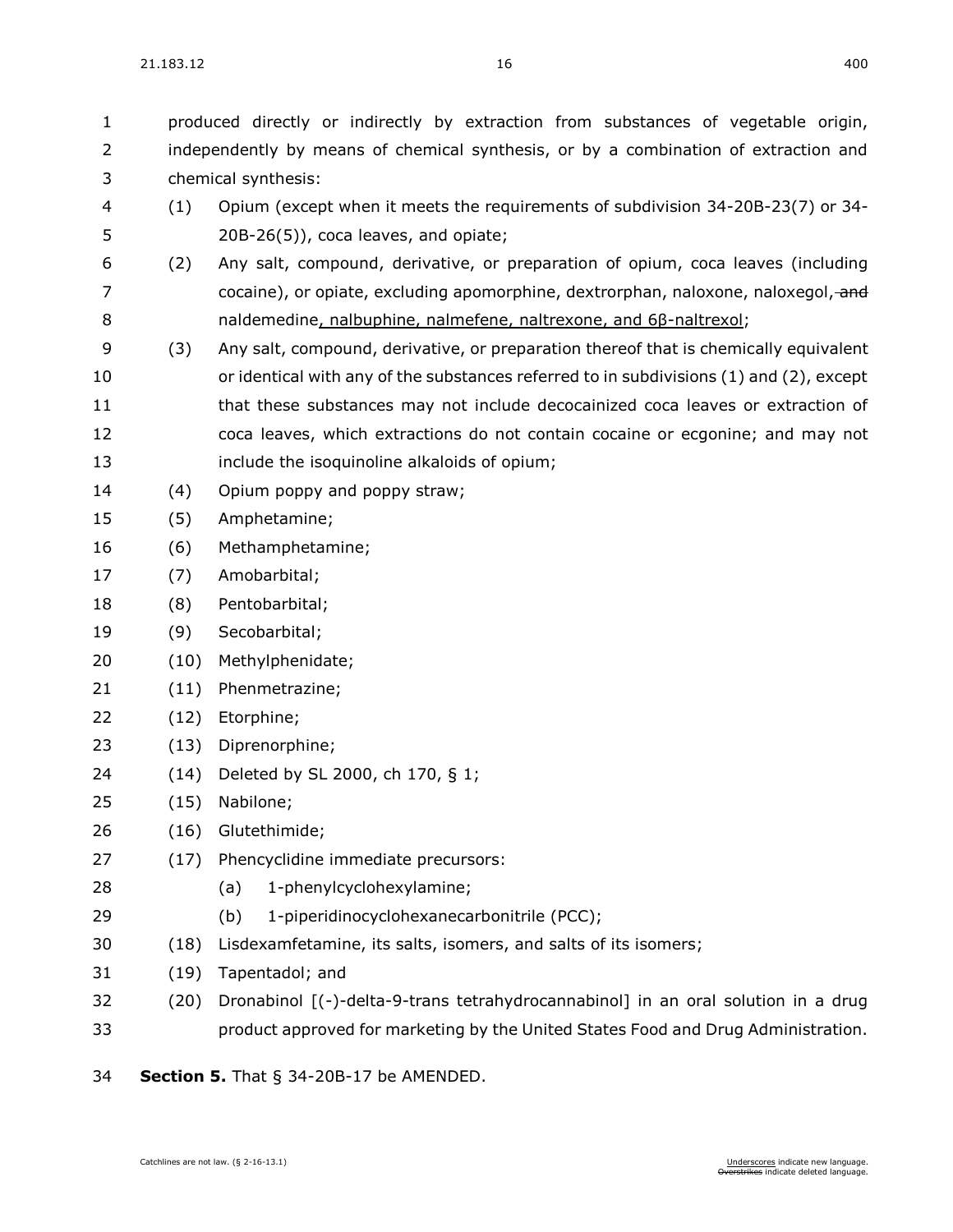produced directly or indirectly by extraction from substances of vegetable origin, independently by means of chemical synthesis, or by a combination of extraction and chemical synthesis:

(1) Opium (except when it meets the requirements of subdivision 34-20B-23(7) or 34-20B-26(5)), coca leaves, and opiate;

(2) Any salt, compound, derivative, or preparation of opium, coca leaves (including cocaine), or opiate, excluding apomorphine, dextrorphan, naloxone, naloxegol, ~~and~~ naldemedine<u>, nalbuphine, nalmefene, naltrexone, and 6β-naltrexol</u>;

(3) Any salt, compound, derivative, or preparation thereof that is chemically equivalent or identical with any of the substances referred to in subdivisions (1) and (2), except that these substances may not include decocainized coca leaves or extraction of coca leaves, which extractions do not contain cocaine or ecgonine; and may not include the isoquinoline alkaloids of opium;

(4) Opium poppy and poppy straw;

(5) Amphetamine;

(6) Methamphetamine;

(7) Amobarbital;

(8) Pentobarbital;

(9) Secobarbital;

(10) Methylphenidate;

(11) Phenmetrazine;

(12) Etorphine;

(13) Diprenorphine;

(14) Deleted by SL 2000, ch 170, § 1;

(15) Nabilone;

(16) Glutethimide;

(17) Phencyclidine immediate precursors:

(a) 1-phenylcyclohexylamine;

(b) 1-piperidinocyclohexanecarbonitrile (PCC);

(18) Lisdexamfetamine, its salts, isomers, and salts of its isomers;

(19) Tapentadol; and

(20) Dronabinol [(-)-delta-9-trans tetrahydrocannabinol] in an oral solution in a drug product approved for marketing by the United States Food and Drug Administration.

**Section 5.** That § 34-20B-17 be AMENDED.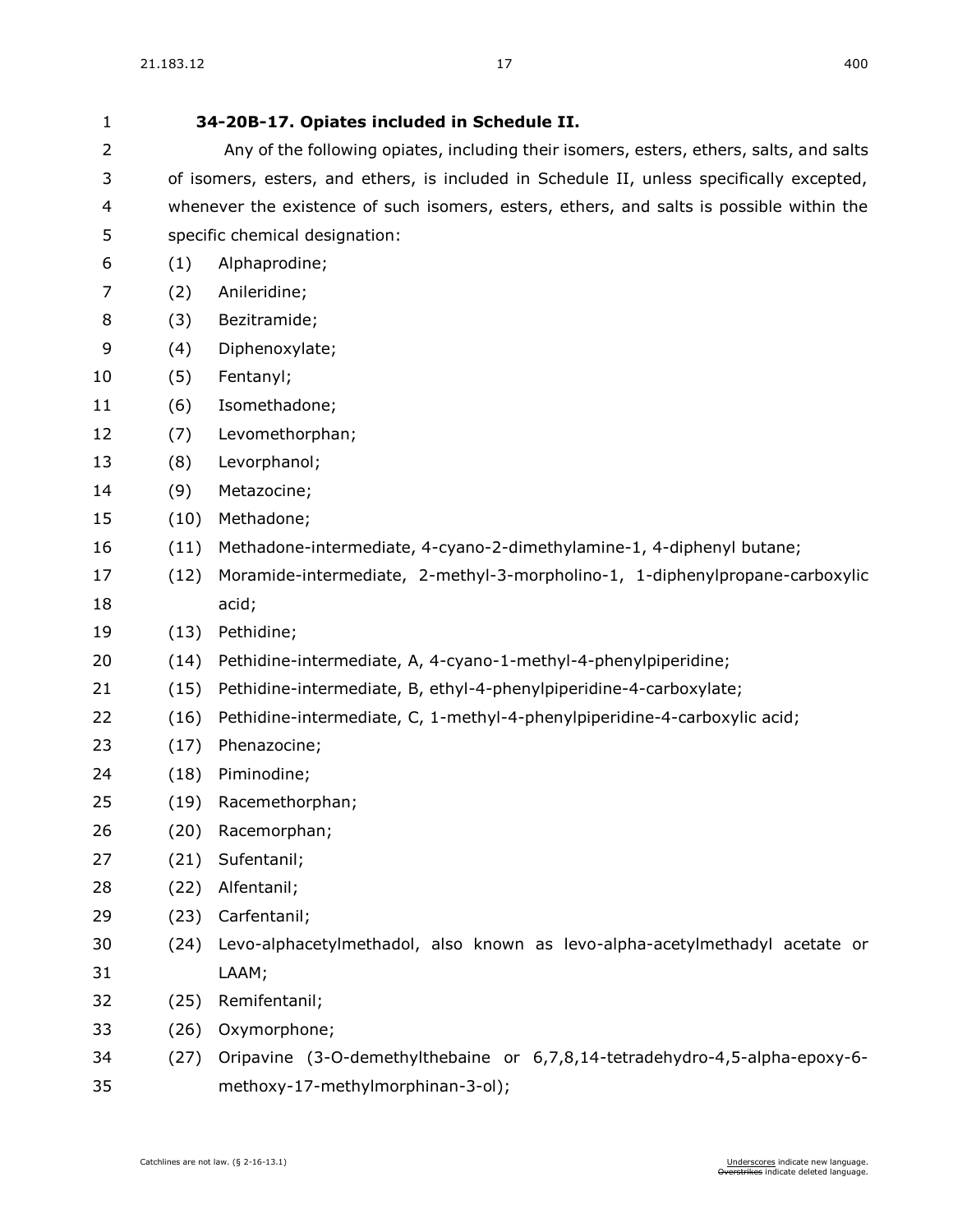**34-20B-17. Opiates included in Schedule II.**

Any of the following opiates, including their isomers, esters, ethers, salts, and salts of isomers, esters, and ethers, is included in Schedule II, unless specifically excepted, whenever the existence of such isomers, esters, ethers, and salts is possible within the specific chemical designation:

(1) Alphaprodine;

(2) Anileridine;

(3) Bezitramide;

(4) Diphenoxylate;

(5) Fentanyl;

(6) Isomethadone;

(7) Levomethorphan;

(8) Levorphanol;

(9) Metazocine;

(10) Methadone;

(11) Methadone-intermediate, 4-cyano-2-dimethylamine-1, 4-diphenyl butane;

(12) Moramide-intermediate, 2-methyl-3-morpholino-1, 1-diphenylpropane-carboxylic acid;

(13) Pethidine;

(14) Pethidine-intermediate, A, 4-cyano-1-methyl-4-phenylpiperidine;

(15) Pethidine-intermediate, B, ethyl-4-phenylpiperidine-4-carboxylate;

(16) Pethidine-intermediate, C, 1-methyl-4-phenylpiperidine-4-carboxylic acid;

(17) Phenazocine;

(18) Piminodine;

(19) Racemethorphan;

(20) Racemorphan;

(21) Sufentanil;

(22) Alfentanil;

(23) Carfentanil;

(24) Levo-alphacetylmethadol, also known as levo-alpha-acetylmethadyl acetate or LAAM;

(25) Remifentanil;

(26) Oxymorphone;

(27) Oripavine (3-O-demethylthebaine or 6,7,8,14-tetradehydro-4,5-alpha-epoxy-6-methoxy-17-methylmorphinan-3-ol);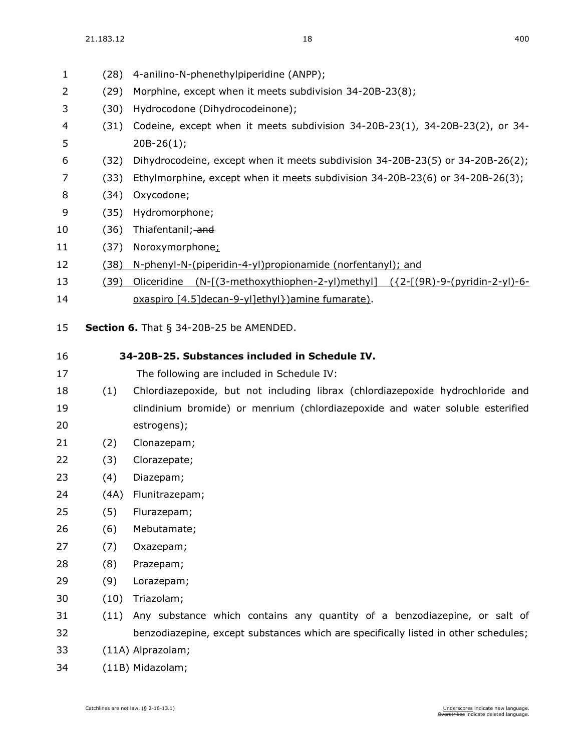(28) 4-anilino-N-phenethylpiperidine (ANPP);

(29) Morphine, except when it meets subdivision 34-20B-23(8);

(30) Hydrocodone (Dihydrocodeinone);

(31) Codeine, except when it meets subdivision 34-20B-23(1), 34-20B-23(2), or 34-20B-26(1);

(32) Dihydrocodeine, except when it meets subdivision 34-20B-23(5) or 34-20B-26(2);

(33) Ethylmorphine, except when it meets subdivision 34-20B-23(6) or 34-20B-26(3);

(34) Oxycodone;

(35) Hydromorphone;

(36) Thiafentanil; ~~and~~

(37) Noroxymorphone<u>;</u>

<u>(38) N-phenyl-N-(piperidin-4-yl)propionamide (norfentanyl); and</u>

<u>(39) Oliceridine (N-[(3-methoxythiophen-2-yl)methyl] ({2-[(9R)-9-(pyridin-2-yl)-6-oxaspiro [4.5]decan-9-yl]ethyl})amine fumarate)</u>.

**Section 6.** That § 34-20B-25 be AMENDED.

**34-20B-25. Substances included in Schedule IV.**

The following are included in Schedule IV:

(1) Chlordiazepoxide, but not including librax (chlordiazepoxide hydrochloride and clindinium bromide) or menrium (chlordiazepoxide and water soluble esterified estrogens);

(2) Clonazepam;

(3) Clorazepate;

(4) Diazepam;

(4A) Flunitrazepam;

(5) Flurazepam;

(6) Mebutamate;

(7) Oxazepam;

(8) Prazepam;

(9) Lorazepam;

(10) Triazolam;

(11) Any substance which contains any quantity of a benzodiazepine, or salt of benzodiazepine, except substances which are specifically listed in other schedules;

(11A) Alprazolam;

(11B) Midazolam;

Catchlines are not law. (§ 2-16-13.1)

<u>Underscores</u> indicate new language. ~~Overstrikes~~ indicate deleted language.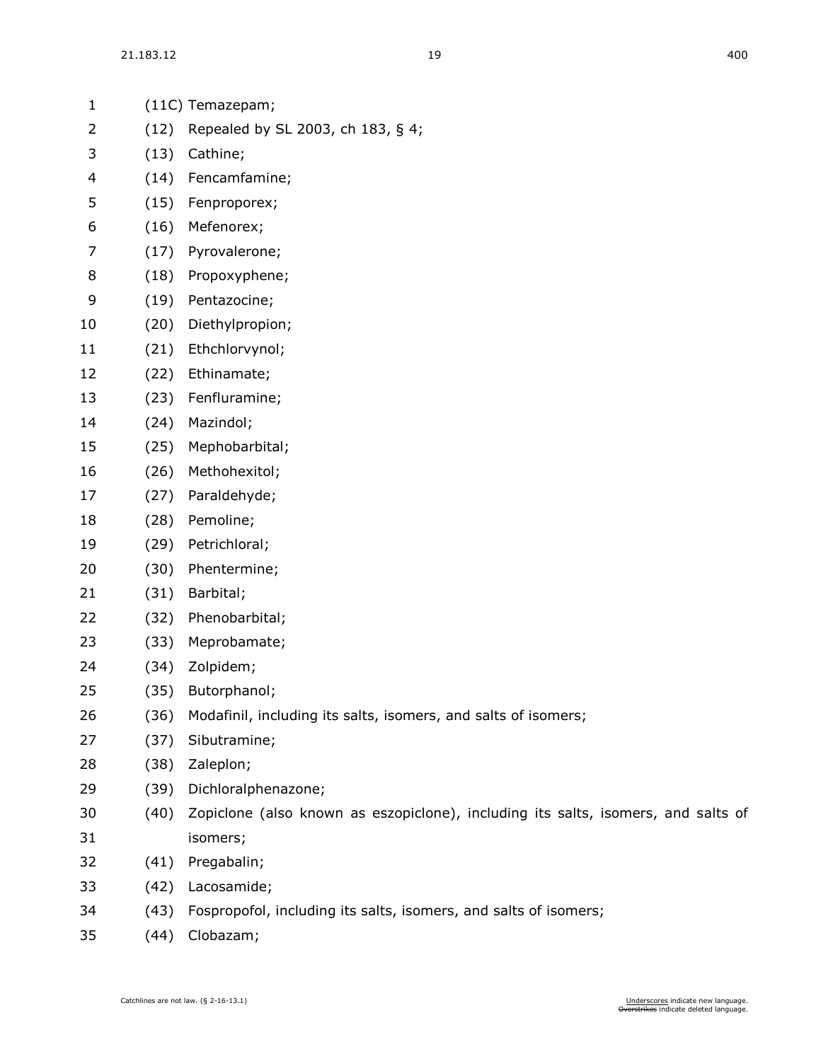(11C) Temazepam;

(12) Repealed by SL 2003, ch 183, § 4;

(13) Cathine;

(14) Fencamfamine;

(15) Fenproporex;

(16) Mefenorex;

(17) Pyrovalerone;

(18) Propoxyphene;

(19) Pentazocine;

(20) Diethylpropion;

(21) Ethchlorvynol;

(22) Ethinamate;

(23) Fenfluramine;

(24) Mazindol;

(25) Mephobarbital;

(26) Methohexitol;

(27) Paraldehyde;

(28) Pemoline;

(29) Petrichloral;

(30) Phentermine;

(31) Barbital;

(32) Phenobarbital;

(33) Meprobamate;

(34) Zolpidem;

(35) Butorphanol;

(36) Modafinil, including its salts, isomers, and salts of isomers;

(37) Sibutramine;

(38) Zaleplon;

(39) Dichloralphenazone;

(40) Zopiclone (also known as eszopiclone), including its salts, isomers, and salts of isomers;

(41) Pregabalin;

(42) Lacosamide;

(43) Fospropofol, including its salts, isomers, and salts of isomers;

(44) Clobazam;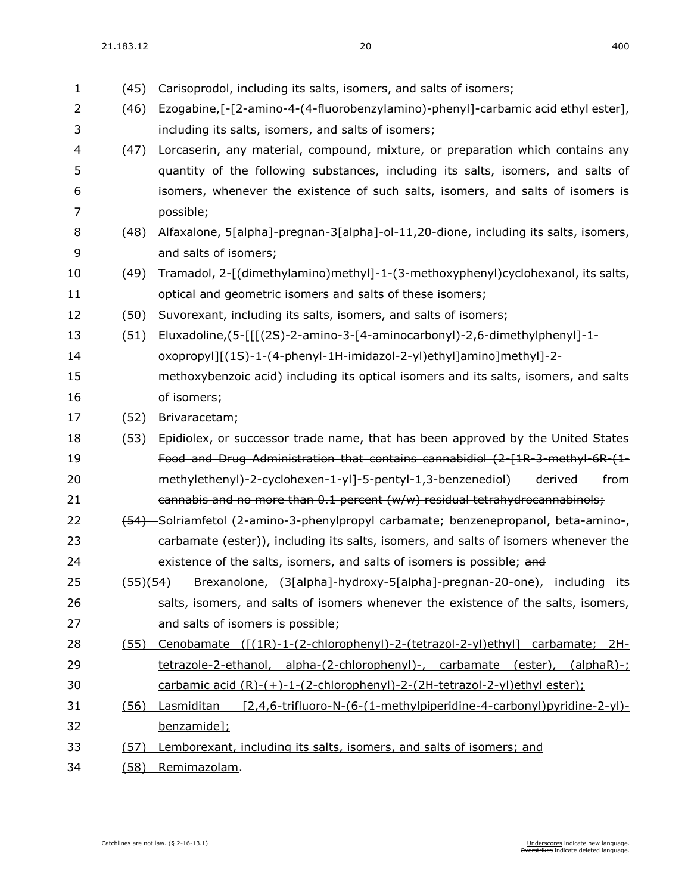(45) Carisoprodol, including its salts, isomers, and salts of isomers;

(46) Ezogabine,[-[2-amino-4-(4-fluorobenzylamino)-phenyl]-carbamic acid ethyl ester], including its salts, isomers, and salts of isomers;

(47) Lorcaserin, any material, compound, mixture, or preparation which contains any quantity of the following substances, including its salts, isomers, and salts of isomers, whenever the existence of such salts, isomers, and salts of isomers is possible;

(48) Alfaxalone, 5[alpha]-pregnan-3[alpha]-ol-11,20-dione, including its salts, isomers, and salts of isomers;

(49) Tramadol, 2-[(dimethylamino)methyl]-1-(3-methoxyphenyl)cyclohexanol, its salts, optical and geometric isomers and salts of these isomers;

(50) Suvorexant, including its salts, isomers, and salts of isomers;

(51) Eluxadoline,(5-[[[(2S)-2-amino-3-[4-aminocarbonyl)-2,6-dimethylphenyl]-1-oxopropyl][(1S)-1-(4-phenyl-1H-imidazol-2-yl)ethyl]amino]methyl]-2-methoxybenzoic acid) including its optical isomers and its salts, isomers, and salts of isomers;

(52) Brivaracetam;

(53) ~~Epidiolex, or successor trade name, that has been approved by the United States Food and Drug Administration that contains cannabidiol (2-[1R-3-methyl-6R-(1-methylethenyl)-2-cyclohexen-1-yl]-5-pentyl-1,3-benzenediol) derived from cannabis and no more than 0.1 percent (w/w) residual tetrahydrocannabinols;~~

~~(54)~~ Solriamfetol (2-amino-3-phenylpropyl carbamate; benzenepropanol, beta-amino-, carbamate (ester)), including its salts, isomers, and salts of isomers whenever the existence of the salts, isomers, and salts of isomers is possible; ~~and~~

~~(55)~~<u>(54)</u> Brexanolone, (3[alpha]-hydroxy-5[alpha]-pregnan-20-one), including its salts, isomers, and salts of isomers whenever the existence of the salts, isomers, and salts of isomers is possible<u>;</u>

<u>(55) Cenobamate ([(1R)-1-(2-chlorophenyl)-2-(tetrazol-2-yl)ethyl] carbamate; 2H-tetrazole-2-ethanol, alpha-(2-chlorophenyl)-, carbamate (ester), (alphaR)-; carbamic acid (R)-(+)-1-(2-chlorophenyl)-2-(2H-tetrazol-2-yl)ethyl ester);</u>

<u>(56) Lasmiditan [2,4,6-trifluoro-N-(6-(1-methylpiperidine-4-carbonyl)pyridine-2-yl)-benzamide];</u>

<u>(57) Lemborexant, including its salts, isomers, and salts of isomers; and</u>

<u>(58) Remimazolam</u>.

Catchlines are not law. (§ 2-16-13.1)

<u>Underscores</u> indicate new language.
~~Overstrikes~~ indicate deleted language.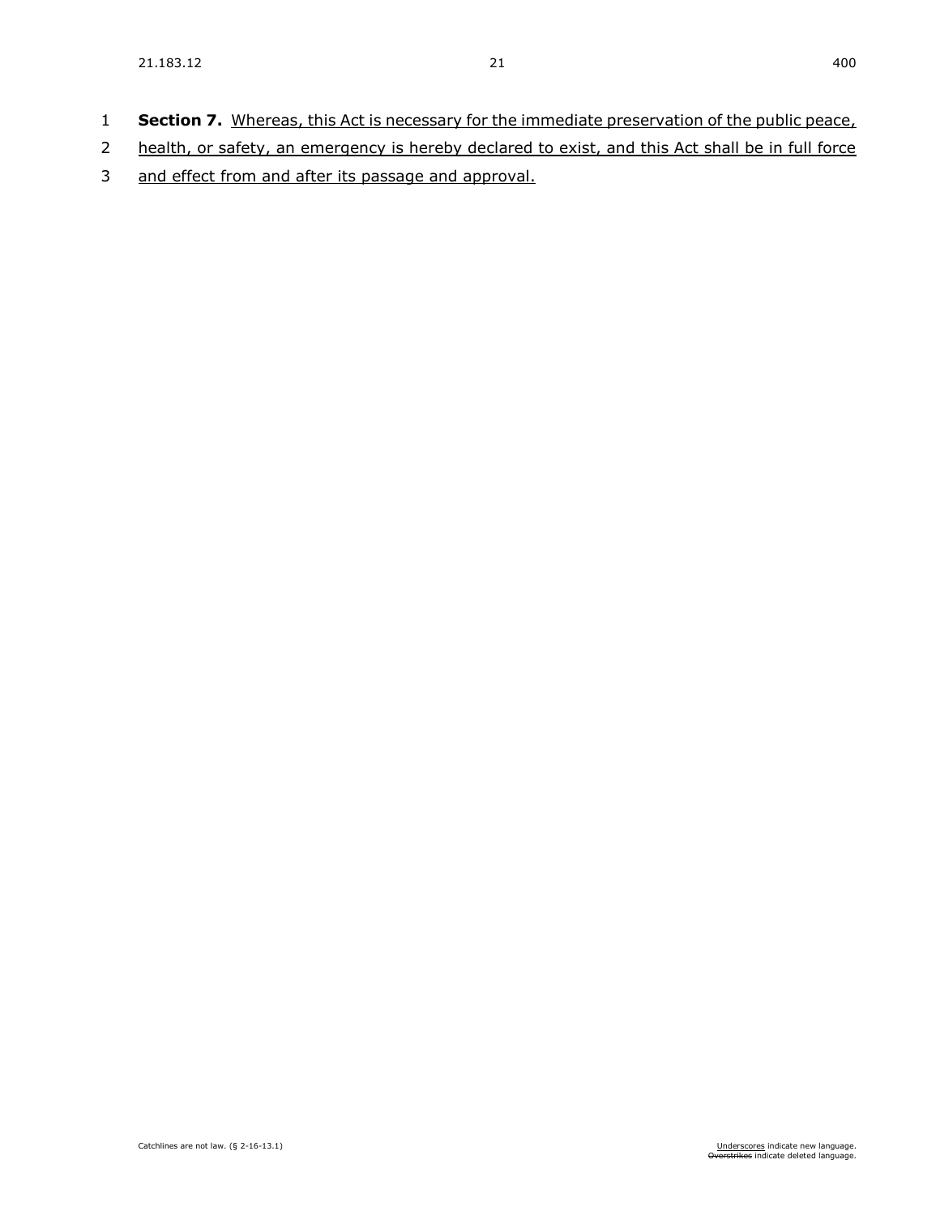**Section 7.** Whereas, this Act is necessary for the immediate preservation of the public peace, health, or safety, an emergency is hereby declared to exist, and this Act shall be in full force and effect from and after its passage and approval.